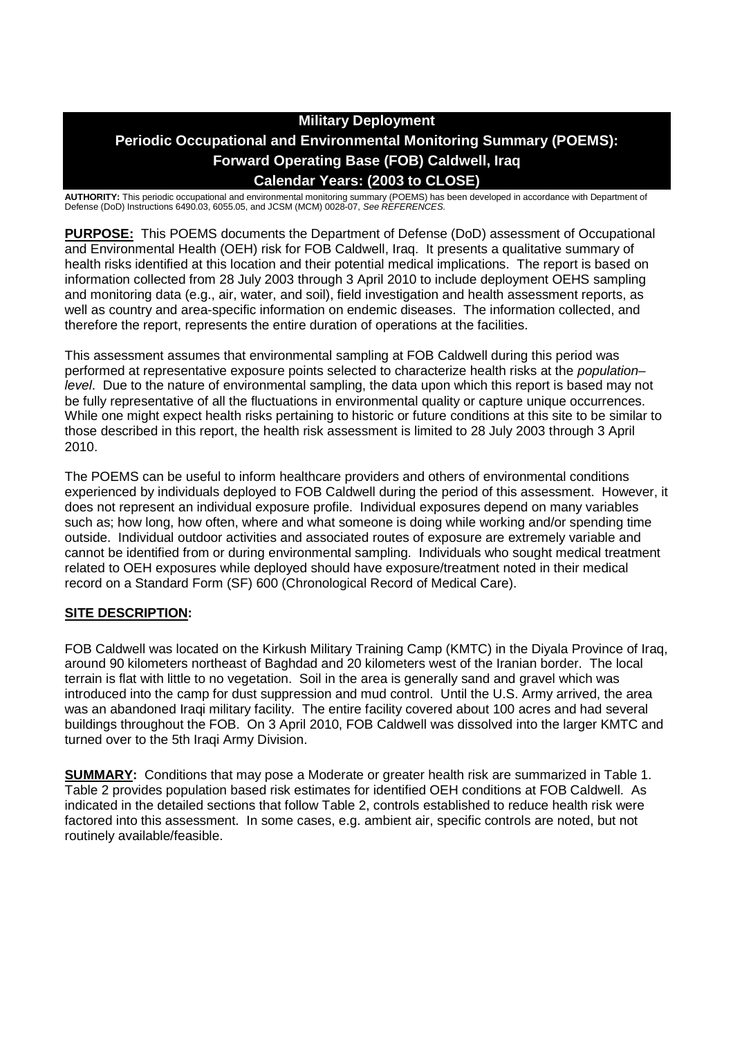# Military Deployment
# Periodic Occupational and Environmental Monitoring Summary (POEMS): Forward Operating Base (FOB) Caldwell, Iraq
# Calendar Years: (2003 to CLOSE)

**AUTHORITY:** This periodic occupational and environmental monitoring summary (POEMS) has been developed in accordance with Department of Defense (DoD) Instructions 6490.03, 6055.05, and JCSM (MCM) 0028-07, *See REFERENCES.*

**PURPOSE:** This POEMS documents the Department of Defense (DoD) assessment of Occupational and Environmental Health (OEH) risk for FOB Caldwell, Iraq. It presents a qualitative summary of health risks identified at this location and their potential medical implications. The report is based on information collected from 28 July 2003 through 3 April 2010 to include deployment OEHS sampling and monitoring data (e.g., air, water, and soil), field investigation and health assessment reports, as well as country and area-specific information on endemic diseases. The information collected, and therefore the report, represents the entire duration of operations at the facilities.

This assessment assumes that environmental sampling at FOB Caldwell during this period was performed at representative exposure points selected to characterize health risks at the *population–level*. Due to the nature of environmental sampling, the data upon which this report is based may not be fully representative of all the fluctuations in environmental quality or capture unique occurrences. While one might expect health risks pertaining to historic or future conditions at this site to be similar to those described in this report, the health risk assessment is limited to 28 July 2003 through 3 April 2010.

The POEMS can be useful to inform healthcare providers and others of environmental conditions experienced by individuals deployed to FOB Caldwell during the period of this assessment. However, it does not represent an individual exposure profile. Individual exposures depend on many variables such as; how long, how often, where and what someone is doing while working and/or spending time outside. Individual outdoor activities and associated routes of exposure are extremely variable and cannot be identified from or during environmental sampling. Individuals who sought medical treatment related to OEH exposures while deployed should have exposure/treatment noted in their medical record on a Standard Form (SF) 600 (Chronological Record of Medical Care).

**SITE DESCRIPTION:**

FOB Caldwell was located on the Kirkush Military Training Camp (KMTC) in the Diyala Province of Iraq, around 90 kilometers northeast of Baghdad and 20 kilometers west of the Iranian border. The local terrain is flat with little to no vegetation. Soil in the area is generally sand and gravel which was introduced into the camp for dust suppression and mud control. Until the U.S. Army arrived, the area was an abandoned Iraqi military facility. The entire facility covered about 100 acres and had several buildings throughout the FOB. On 3 April 2010, FOB Caldwell was dissolved into the larger KMTC and turned over to the 5th Iraqi Army Division.

**SUMMARY:** Conditions that may pose a Moderate or greater health risk are summarized in Table 1. Table 2 provides population based risk estimates for identified OEH conditions at FOB Caldwell. As indicated in the detailed sections that follow Table 2, controls established to reduce health risk were factored into this assessment. In some cases, e.g. ambient air, specific controls are noted, but not routinely available/feasible.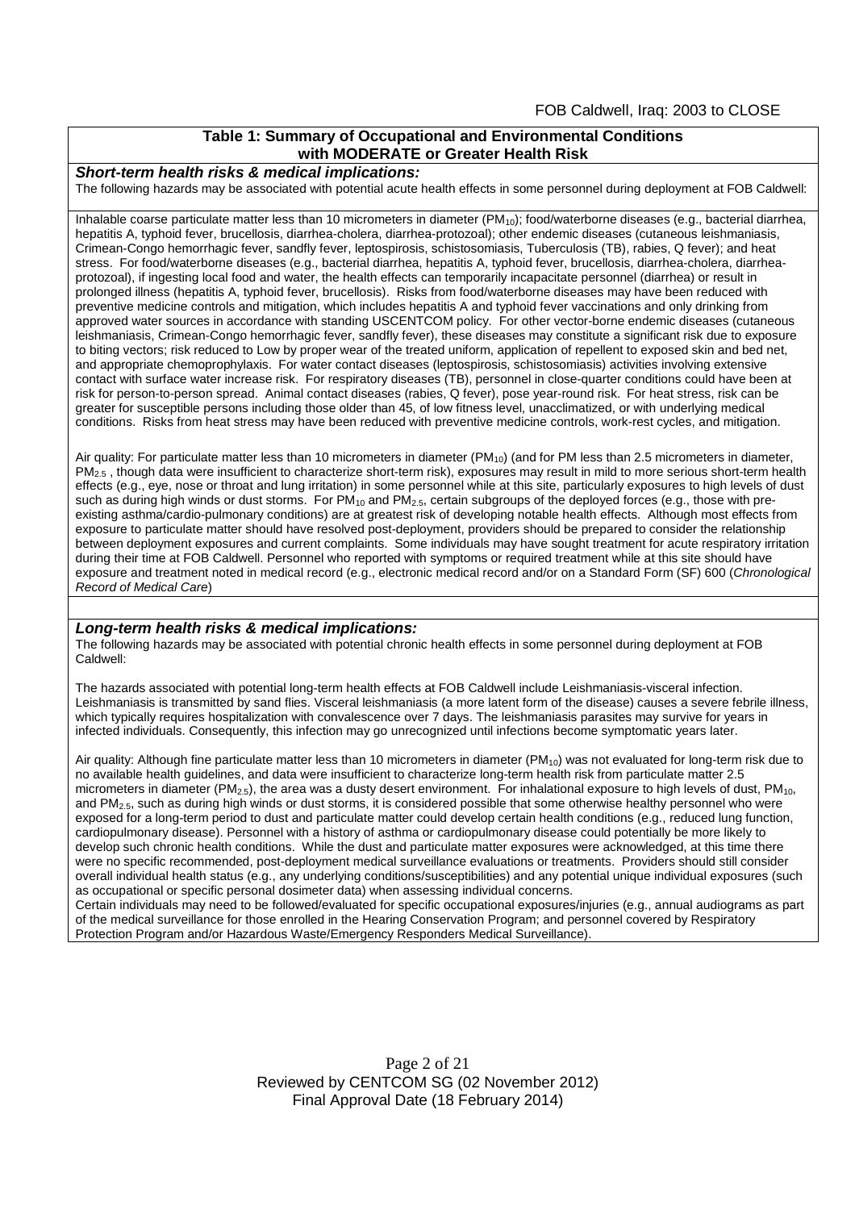**Table 1: Summary of Occupational and Environmental Conditions with MODERATE or Greater Health Risk**

***Short-term health risks & medical implications:***

The following hazards may be associated with potential acute health effects in some personnel during deployment at FOB Caldwell:

Inhalable coarse particulate matter less than 10 micrometers in diameter ($PM_{10}$); food/waterborne diseases (e.g., bacterial diarrhea, hepatitis A, typhoid fever, brucellosis, diarrhea-cholera, diarrhea-protozoal); other endemic diseases (cutaneous leishmaniasis, Crimean-Congo hemorrhagic fever, sandfly fever, leptospirosis, schistosomiasis, Tuberculosis (TB), rabies, Q fever); and heat stress. For food/waterborne diseases (e.g., bacterial diarrhea, hepatitis A, typhoid fever, brucellosis, diarrhea-cholera, diarrhea-protozoal), if ingesting local food and water, the health effects can temporarily incapacitate personnel (diarrhea) or result in prolonged illness (hepatitis A, typhoid fever, brucellosis). Risks from food/waterborne diseases may have been reduced with preventive medicine controls and mitigation, which includes hepatitis A and typhoid fever vaccinations and only drinking from approved water sources in accordance with standing USCENTCOM policy. For other vector-borne endemic diseases (cutaneous leishmaniasis, Crimean-Congo hemorrhagic fever, sandfly fever), these diseases may constitute a significant risk due to exposure to biting vectors; risk reduced to Low by proper wear of the treated uniform, application of repellent to exposed skin and bed net, and appropriate chemoprophylaxis. For water contact diseases (leptospirosis, schistosomiasis) activities involving extensive contact with surface water increase risk. For respiratory diseases (TB), personnel in close-quarter conditions could have been at risk for person-to-person spread. Animal contact diseases (rabies, Q fever), pose year-round risk. For heat stress, risk can be greater for susceptible persons including those older than 45, of low fitness level, unacclimatized, or with underlying medical conditions. Risks from heat stress may have been reduced with preventive medicine controls, work-rest cycles, and mitigation.

Air quality: For particulate matter less than 10 micrometers in diameter ($PM_{10}$) (and for PM less than 2.5 micrometers in diameter, $PM_{2.5}$ , though data were insufficient to characterize short-term risk), exposures may result in mild to more serious short-term health effects (e.g., eye, nose or throat and lung irritation) in some personnel while at this site, particularly exposures to high levels of dust such as during high winds or dust storms. For $PM_{10}$ and $PM_{2.5}$, certain subgroups of the deployed forces (e.g., those with pre-existing asthma/cardio-pulmonary conditions) are at greatest risk of developing notable health effects. Although most effects from exposure to particulate matter should have resolved post-deployment, providers should be prepared to consider the relationship between deployment exposures and current complaints. Some individuals may have sought treatment for acute respiratory irritation during their time at FOB Caldwell. Personnel who reported with symptoms or required treatment while at this site should have exposure and treatment noted in medical record (e.g., electronic medical record and/or on a Standard Form (SF) 600 (*Chronological Record of Medical Care*)

***Long-term health risks & medical implications:***

The following hazards may be associated with potential chronic health effects in some personnel during deployment at FOB Caldwell:

The hazards associated with potential long-term health effects at FOB Caldwell include Leishmaniasis-visceral infection. Leishmaniasis is transmitted by sand flies. Visceral leishmaniasis (a more latent form of the disease) causes a severe febrile illness, which typically requires hospitalization with convalescence over 7 days. The leishmaniasis parasites may survive for years in infected individuals. Consequently, this infection may go unrecognized until infections become symptomatic years later.

Air quality: Although fine particulate matter less than 10 micrometers in diameter ($PM_{10}$) was not evaluated for long-term risk due to no available health guidelines, and data were insufficient to characterize long-term health risk from particulate matter 2.5 micrometers in diameter ($PM_{2.5}$), the area was a dusty desert environment. For inhalational exposure to high levels of dust, $PM_{10}$, and $PM_{2.5}$, such as during high winds or dust storms, it is considered possible that some otherwise healthy personnel who were exposed for a long-term period to dust and particulate matter could develop certain health conditions (e.g., reduced lung function, cardiopulmonary disease). Personnel with a history of asthma or cardiopulmonary disease could potentially be more likely to develop such chronic health conditions. While the dust and particulate matter exposures were acknowledged, at this time there were no specific recommended, post-deployment medical surveillance evaluations or treatments. Providers should still consider overall individual health status (e.g., any underlying conditions/susceptibilities) and any potential unique individual exposures (such as occupational or specific personal dosimeter data) when assessing individual concerns.

Certain individuals may need to be followed/evaluated for specific occupational exposures/injuries (e.g., annual audiograms as part of the medical surveillance for those enrolled in the Hearing Conservation Program; and personnel covered by Respiratory Protection Program and/or Hazardous Waste/Emergency Responders Medical Surveillance).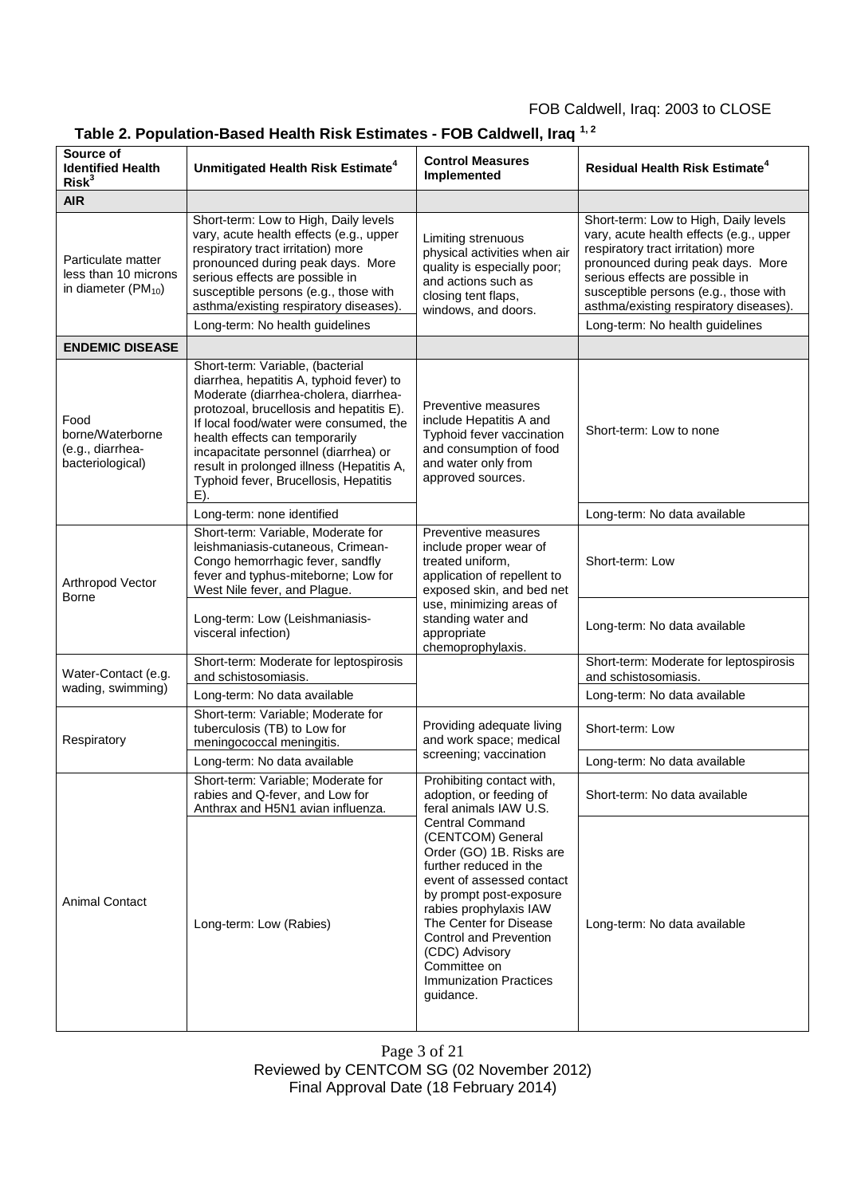## Table 2. Population-Based Health Risk Estimates - FOB Caldwell, Iraq [1, 2]

| Source of Identified Health Risk[3] | Unmitigated Health Risk Estimate[4] | Control Measures Implemented | Residual Health Risk Estimate[4] |
|---|---|---|---|
| **AIR** | | | |
| Particulate matter less than 10 microns in diameter ($PM_{10}$) | Short-term: Low to High, Daily levels vary, acute health effects (e.g., upper respiratory tract irritation) more pronounced during peak days. More serious effects are possible in susceptible persons (e.g., those with asthma/existing respiratory diseases). | Limiting strenuous physical activities when air quality is especially poor; and actions such as closing tent flaps, windows, and doors. | Short-term: Low to High, Daily levels vary, acute health effects (e.g., upper respiratory tract irritation) more pronounced during peak days. More serious effects are possible in susceptible persons (e.g., those with asthma/existing respiratory diseases). |
| | Long-term: No health guidelines | | Long-term: No health guidelines |
| **ENDEMIC DISEASE** | | | |
| Food borne/Waterborne (e.g., diarrhea-bacteriological) | Short-term: Variable, (bacterial diarrhea, hepatitis A, typhoid fever) to Moderate (diarrhea-cholera, diarrhea-protozoal, brucellosis and hepatitis E). If local food/water were consumed, the health effects can temporarily incapacitate personnel (diarrhea) or result in prolonged illness (Hepatitis A, Typhoid fever, Brucellosis, Hepatitis E). | Preventive measures include Hepatitis A and Typhoid fever vaccination and consumption of food and water only from approved sources. | Short-term: Low to none |
| | Long-term: none identified | | Long-term: No data available |
| Arthropod Vector Borne | Short-term: Variable, Moderate for leishmaniasis-cutaneous, Crimean-Congo hemorrhagic fever, sandfly fever and typhus-miteborne; Low for West Nile fever, and Plague. | Preventive measures include proper wear of treated uniform, application of repellent to exposed skin, and bed net use, minimizing areas of standing water and appropriate chemoprophylaxis. | Short-term: Low |
| | Long-term: Low (Leishmaniasis-visceral infection) | | Long-term: No data available |
| Water-Contact (e.g. wading, swimming) | Short-term: Moderate for leptospirosis and schistosomiasis. | | Short-term: Moderate for leptospirosis and schistosomiasis. |
| | Long-term: No data available | | Long-term: No data available |
| Respiratory | Short-term: Variable; Moderate for tuberculosis (TB) to Low for meningococcal meningitis. | Providing adequate living and work space; medical screening; vaccination | Short-term: Low |
| | Long-term: No data available | | Long-term: No data available |
| Animal Contact | Short-term: Variable; Moderate for rabies and Q-fever, and Low for Anthrax and H5N1 avian influenza. | Prohibiting contact with, adoption, or feeding of feral animals IAW U.S. Central Command (CENTCOM) General Order (GO) 1B. Risks are further reduced in the event of assessed contact by prompt post-exposure rabies prophylaxis IAW The Center for Disease Control and Prevention (CDC) Advisory Committee on Immunization Practices guidance. | Short-term: No data available |
| | Long-term: Low (Rabies) | | Long-term: No data available |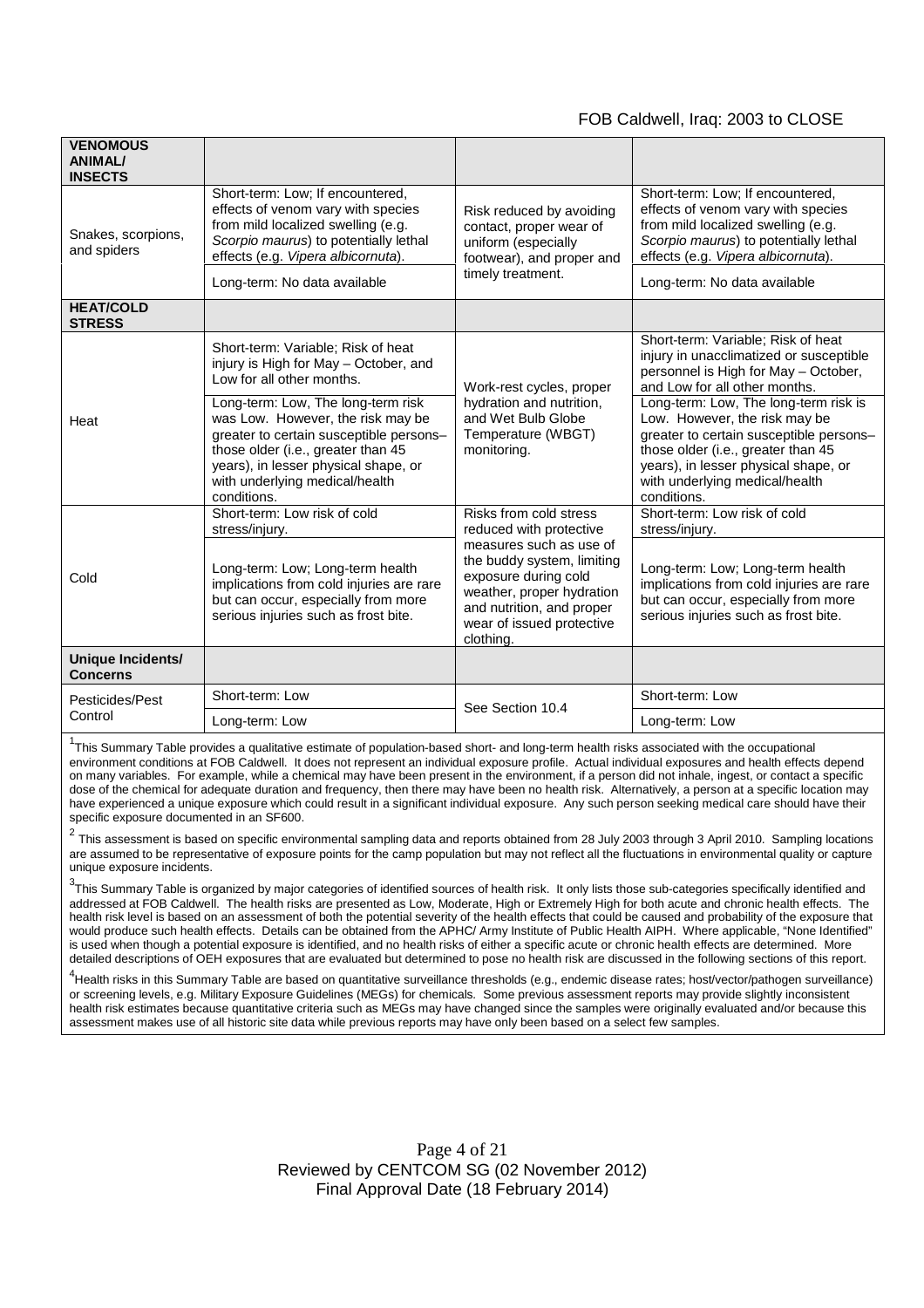| **VENOMOUS ANIMAL/ INSECTS** | | | |
|---|---|---|---|
| Snakes, scorpions, and spiders | Short-term: Low; If encountered, effects of venom vary with species from mild localized swelling (e.g. *Scorpio maurus*) to potentially lethal effects (e.g. *Vipera albicornuta*). | Risk reduced by avoiding contact, proper wear of uniform (especially footwear), and proper and timely treatment. | Short-term: Low; If encountered, effects of venom vary with species from mild localized swelling (e.g. *Scorpio maurus*) to potentially lethal effects (e.g. *Vipera albicornuta*). |
| | Long-term: No data available | | Long-term: No data available |
| **HEAT/COLD STRESS** | | | |
| Heat | Short-term: Variable; Risk of heat injury is High for May – October, and Low for all other months. | Work-rest cycles, proper hydration and nutrition, and Wet Bulb Globe Temperature (WBGT) monitoring. | Short-term: Variable; Risk of heat injury in unacclimatized or susceptible personnel is High for May – October, and Low for all other months. |
| | Long-term: Low, The long-term risk was Low. However, the risk may be greater to certain susceptible persons– those older (i.e., greater than 45 years), in lesser physical shape, or with underlying medical/health conditions. | | Long-term: Low, The long-term risk is Low. However, the risk may be greater to certain susceptible persons– those older (i.e., greater than 45 years), in lesser physical shape, or with underlying medical/health conditions. |
| Cold | Short-term: Low risk of cold stress/injury. | Risks from cold stress reduced with protective measures such as use of the buddy system, limiting exposure during cold weather, proper hydration and nutrition, and proper wear of issued protective clothing. | Short-term: Low risk of cold stress/injury. |
| | Long-term: Low; Long-term health implications from cold injuries are rare but can occur, especially from more serious injuries such as frost bite. | | Long-term: Low; Long-term health implications from cold injuries are rare but can occur, especially from more serious injuries such as frost bite. |
| **Unique Incidents/ Concerns** | | | |
| Pesticides/Pest Control | Short-term: Low | See Section 10.4 | Short-term: Low |
| | Long-term: Low | | Long-term: Low |

[1]This Summary Table provides a qualitative estimate of population-based short- and long-term health risks associated with the occupational environment conditions at FOB Caldwell. It does not represent an individual exposure profile. Actual individual exposures and health effects depend on many variables. For example, while a chemical may have been present in the environment, if a person did not inhale, ingest, or contact a specific dose of the chemical for adequate duration and frequency, then there may have been no health risk. Alternatively, a person at a specific location may have experienced a unique exposure which could result in a significant individual exposure. Any such person seeking medical care should have their specific exposure documented in an SF600.

[2] This assessment is based on specific environmental sampling data and reports obtained from 28 July 2003 through 3 April 2010. Sampling locations are assumed to be representative of exposure points for the camp population but may not reflect all the fluctuations in environmental quality or capture unique exposure incidents.

[3]This Summary Table is organized by major categories of identified sources of health risk. It only lists those sub-categories specifically identified and addressed at FOB Caldwell. The health risks are presented as Low, Moderate, High or Extremely High for both acute and chronic health effects. The health risk level is based on an assessment of both the potential severity of the health effects that could be caused and probability of the exposure that would produce such health effects. Details can be obtained from the APHC/ Army Institute of Public Health AIPH. Where applicable, "None Identified" is used when though a potential exposure is identified, and no health risks of either a specific acute or chronic health effects are determined. More detailed descriptions of OEH exposures that are evaluated but determined to pose no health risk are discussed in the following sections of this report.

[4]Health risks in this Summary Table are based on quantitative surveillance thresholds (e.g., endemic disease rates; host/vector/pathogen surveillance) or screening levels, e.g. Military Exposure Guidelines (MEGs) for chemicals. Some previous assessment reports may provide slightly inconsistent health risk estimates because quantitative criteria such as MEGs may have changed since the samples were originally evaluated and/or because this assessment makes use of all historic site data while previous reports may have only been based on a select few samples.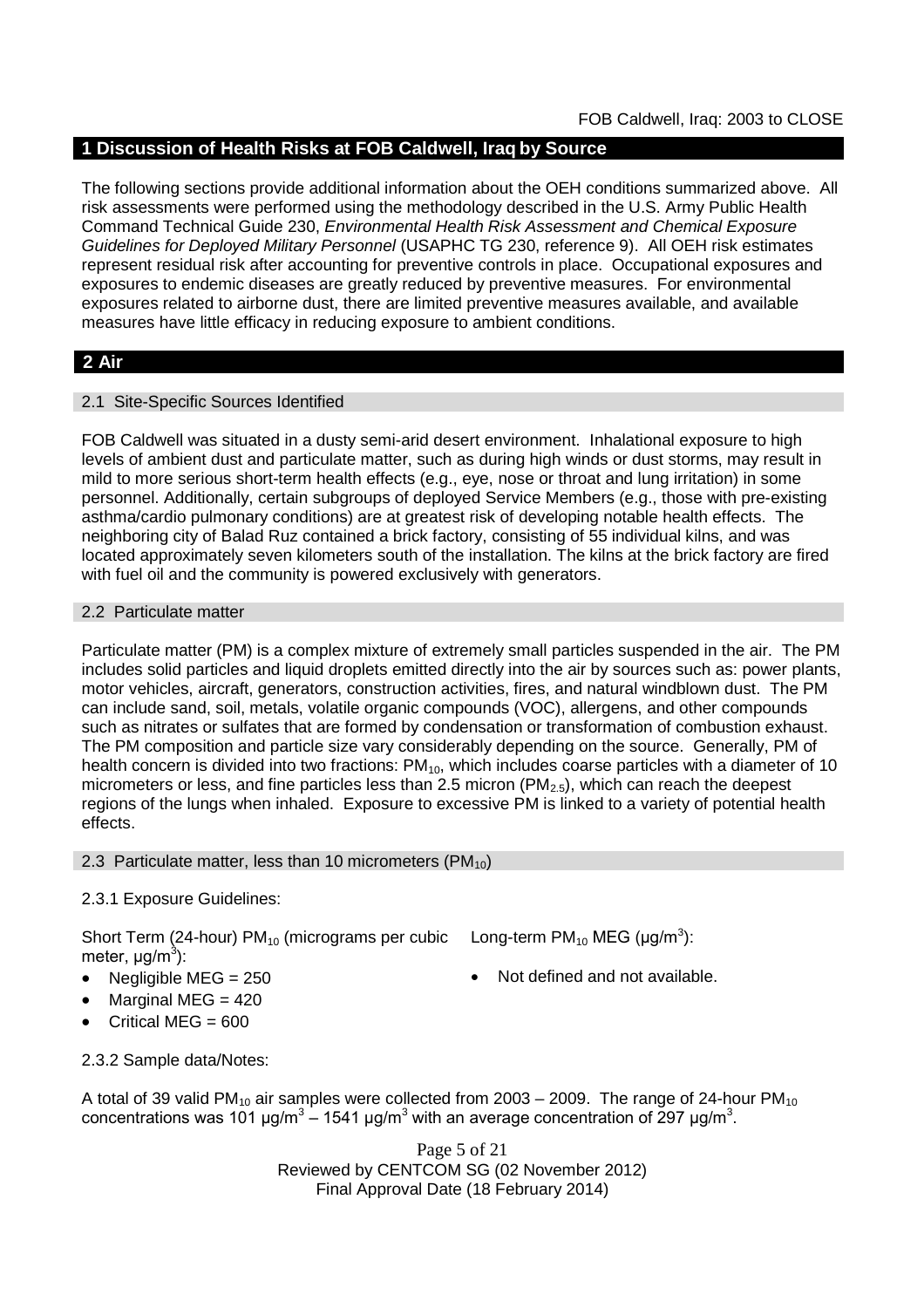## 1 Discussion of Health Risks at FOB Caldwell, Iraq by Source

The following sections provide additional information about the OEH conditions summarized above. All risk assessments were performed using the methodology described in the U.S. Army Public Health Command Technical Guide 230, *Environmental Health Risk Assessment and Chemical Exposure Guidelines for Deployed Military Personnel* (USAPHC TG 230, reference 9). All OEH risk estimates represent residual risk after accounting for preventive controls in place. Occupational exposures and exposures to endemic diseases are greatly reduced by preventive measures. For environmental exposures related to airborne dust, there are limited preventive measures available, and available measures have little efficacy in reducing exposure to ambient conditions.

## 2 Air

### 2.1 Site-Specific Sources Identified

FOB Caldwell was situated in a dusty semi-arid desert environment. Inhalational exposure to high levels of ambient dust and particulate matter, such as during high winds or dust storms, may result in mild to more serious short-term health effects (e.g., eye, nose or throat and lung irritation) in some personnel. Additionally, certain subgroups of deployed Service Members (e.g., those with pre-existing asthma/cardio pulmonary conditions) are at greatest risk of developing notable health effects. The neighboring city of Balad Ruz contained a brick factory, consisting of 55 individual kilns, and was located approximately seven kilometers south of the installation. The kilns at the brick factory are fired with fuel oil and the community is powered exclusively with generators.

### 2.2 Particulate matter

Particulate matter (PM) is a complex mixture of extremely small particles suspended in the air. The PM includes solid particles and liquid droplets emitted directly into the air by sources such as: power plants, motor vehicles, aircraft, generators, construction activities, fires, and natural windblown dust. The PM can include sand, soil, metals, volatile organic compounds (VOC), allergens, and other compounds such as nitrates or sulfates that are formed by condensation or transformation of combustion exhaust. The PM composition and particle size vary considerably depending on the source. Generally, PM of health concern is divided into two fractions: $PM_{10}$, which includes coarse particles with a diameter of 10 micrometers or less, and fine particles less than 2.5 micron ($PM_{2.5}$), which can reach the deepest regions of the lungs when inhaled. Exposure to excessive PM is linked to a variety of potential health effects.

### 2.3 Particulate matter, less than 10 micrometers ($PM_{10}$)

2.3.1 Exposure Guidelines:

Short Term (24-hour) $PM_{10}$ (micrograms per cubic meter, $\mu g/m^3$):

- Negligible MEG = 250
- Marginal MEG = 420
- Critical MEG = 600

Long-term $PM_{10}$ MEG ($\mu g/m^3$):

- Not defined and not available.

2.3.2 Sample data/Notes:

A total of 39 valid $PM_{10}$ air samples were collected from 2003 – 2009. The range of 24-hour $PM_{10}$ concentrations was 101 $\mu g/m^3$ – 1541 $\mu g/m^3$ with an average concentration of 297 $\mu g/m^3$.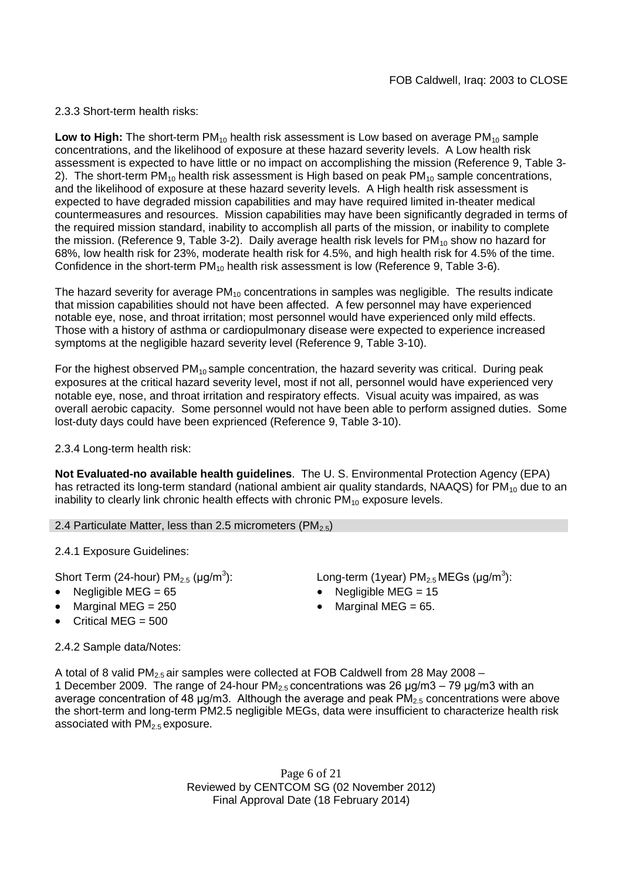2.3.3 Short-term health risks:

**Low to High:** The short-term $PM_{10}$ health risk assessment is Low based on average $PM_{10}$ sample concentrations, and the likelihood of exposure at these hazard severity levels. A Low health risk assessment is expected to have little or no impact on accomplishing the mission (Reference 9, Table 3-2). The short-term $PM_{10}$ health risk assessment is High based on peak $PM_{10}$ sample concentrations, and the likelihood of exposure at these hazard severity levels. A High health risk assessment is expected to have degraded mission capabilities and may have required limited in-theater medical countermeasures and resources. Mission capabilities may have been significantly degraded in terms of the required mission standard, inability to accomplish all parts of the mission, or inability to complete the mission. (Reference 9, Table 3-2). Daily average health risk levels for $PM_{10}$ show no hazard for 68%, low health risk for 23%, moderate health risk for 4.5%, and high health risk for 4.5% of the time. Confidence in the short-term $PM_{10}$ health risk assessment is low (Reference 9, Table 3-6).

The hazard severity for average $PM_{10}$ concentrations in samples was negligible. The results indicate that mission capabilities should not have been affected. A few personnel may have experienced notable eye, nose, and throat irritation; most personnel would have experienced only mild effects. Those with a history of asthma or cardiopulmonary disease were expected to experience increased symptoms at the negligible hazard severity level (Reference 9, Table 3-10).

For the highest observed $PM_{10}$ sample concentration, the hazard severity was critical. During peak exposures at the critical hazard severity level, most if not all, personnel would have experienced very notable eye, nose, and throat irritation and respiratory effects. Visual acuity was impaired, as was overall aerobic capacity. Some personnel would not have been able to perform assigned duties. Some lost-duty days could have been exprienced (Reference 9, Table 3-10).

2.3.4 Long-term health risk:

**Not Evaluated-no available health guidelines**. The U. S. Environmental Protection Agency (EPA) has retracted its long-term standard (national ambient air quality standards, NAAQS) for $PM_{10}$ due to an inability to clearly link chronic health effects with chronic $PM_{10}$ exposure levels.

## 2.4 Particulate Matter, less than 2.5 micrometers ($PM_{2.5}$)

2.4.1 Exposure Guidelines:

Short Term (24-hour) $PM_{2.5}$ (μg/m$^3$):

- Negligible MEG = 65
- Marginal MEG = 250
- Critical MEG = 500

Long-term (1year) $PM_{2.5}$ MEGs (μg/m$^3$):

- Negligible MEG = 15
- Marginal MEG = 65.

2.4.2 Sample data/Notes:

A total of 8 valid $PM_{2.5}$ air samples were collected at FOB Caldwell from 28 May 2008 – 1 December 2009. The range of 24-hour $PM_{2.5}$ concentrations was 26 μg/m3 – 79 μg/m3 with an average concentration of 48 μg/m3. Although the average and peak $PM_{2.5}$ concentrations were above the short-term and long-term PM2.5 negligible MEGs, data were insufficient to characterize health risk associated with $PM_{2.5}$ exposure.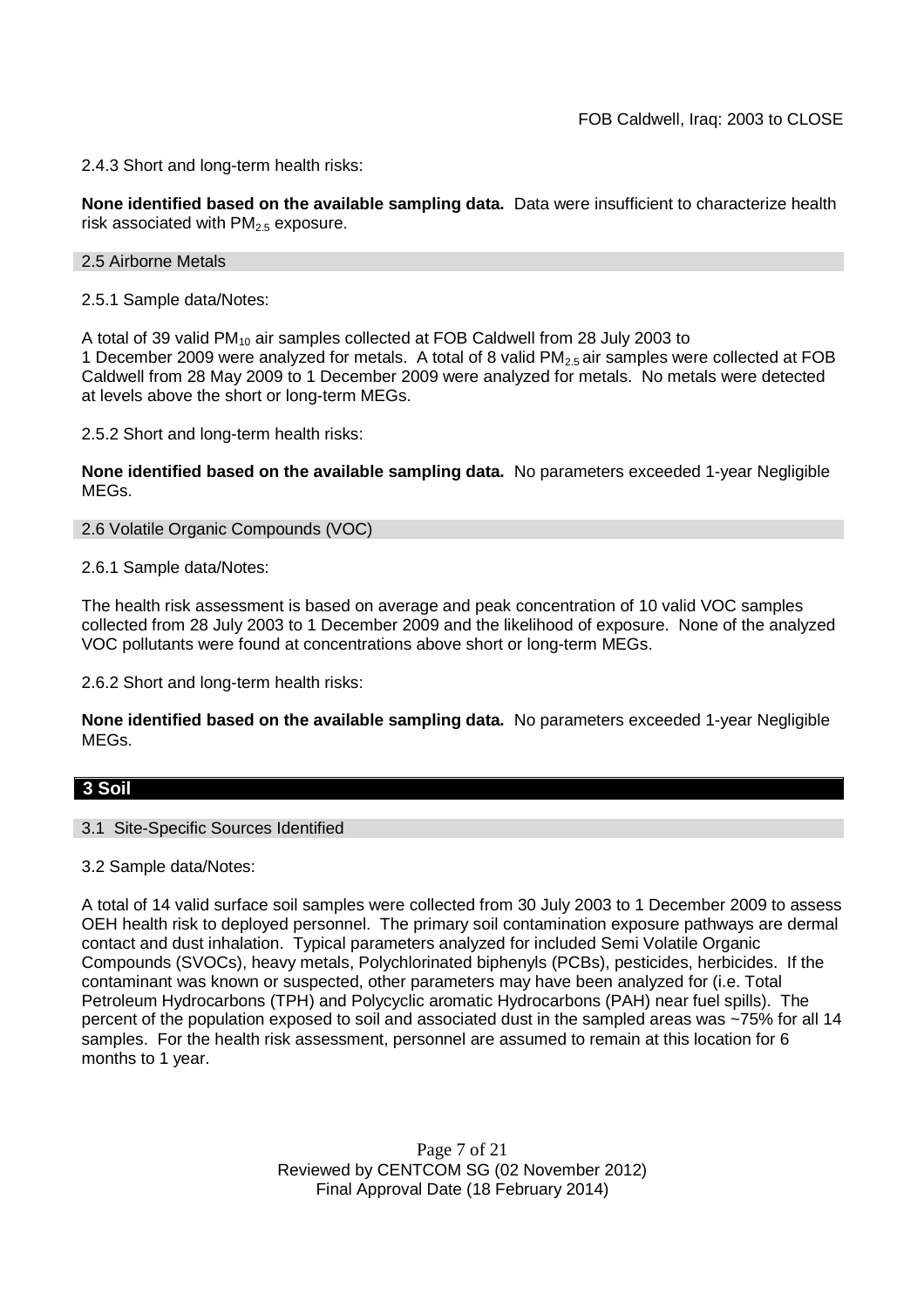2.4.3 Short and long-term health risks:

**None identified based on the available sampling data.** Data were insufficient to characterize health risk associated with $PM_{2.5}$ exposure.

### 2.5 Airborne Metals

2.5.1 Sample data/Notes:

A total of 39 valid $PM_{10}$ air samples collected at FOB Caldwell from 28 July 2003 to 1 December 2009 were analyzed for metals. A total of 8 valid $PM_{2.5}$ air samples were collected at FOB Caldwell from 28 May 2009 to 1 December 2009 were analyzed for metals. No metals were detected at levels above the short or long-term MEGs.

2.5.2 Short and long-term health risks:

**None identified based on the available sampling data.** No parameters exceeded 1-year Negligible MEGs.

### 2.6 Volatile Organic Compounds (VOC)

2.6.1 Sample data/Notes:

The health risk assessment is based on average and peak concentration of 10 valid VOC samples collected from 28 July 2003 to 1 December 2009 and the likelihood of exposure. None of the analyzed VOC pollutants were found at concentrations above short or long-term MEGs.

2.6.2 Short and long-term health risks:

**None identified based on the available sampling data.** No parameters exceeded 1-year Negligible MEGs.

## 3 Soil

### 3.1 Site-Specific Sources Identified

3.2 Sample data/Notes:

A total of 14 valid surface soil samples were collected from 30 July 2003 to 1 December 2009 to assess OEH health risk to deployed personnel. The primary soil contamination exposure pathways are dermal contact and dust inhalation. Typical parameters analyzed for included Semi Volatile Organic Compounds (SVOCs), heavy metals, Polychlorinated biphenyls (PCBs), pesticides, herbicides. If the contaminant was known or suspected, other parameters may have been analyzed for (i.e. Total Petroleum Hydrocarbons (TPH) and Polycyclic aromatic Hydrocarbons (PAH) near fuel spills). The percent of the population exposed to soil and associated dust in the sampled areas was ~75% for all 14 samples. For the health risk assessment, personnel are assumed to remain at this location for 6 months to 1 year.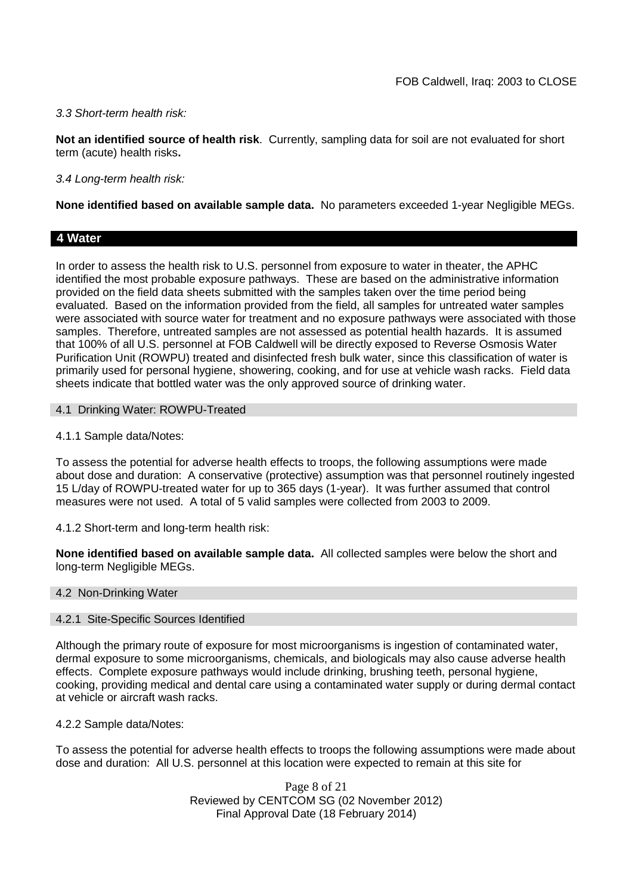*3.3 Short-term health risk:*

**Not an identified source of health risk**. Currently, sampling data for soil are not evaluated for short term (acute) health risks**.**

*3.4 Long-term health risk:*

**None identified based on available sample data.** No parameters exceeded 1-year Negligible MEGs.

## 4 Water

In order to assess the health risk to U.S. personnel from exposure to water in theater, the APHC identified the most probable exposure pathways. These are based on the administrative information provided on the field data sheets submitted with the samples taken over the time period being evaluated. Based on the information provided from the field, all samples for untreated water samples were associated with source water for treatment and no exposure pathways were associated with those samples. Therefore, untreated samples are not assessed as potential health hazards. It is assumed that 100% of all U.S. personnel at FOB Caldwell will be directly exposed to Reverse Osmosis Water Purification Unit (ROWPU) treated and disinfected fresh bulk water, since this classification of water is primarily used for personal hygiene, showering, cooking, and for use at vehicle wash racks. Field data sheets indicate that bottled water was the only approved source of drinking water.

### 4.1 Drinking Water: ROWPU-Treated

4.1.1 Sample data/Notes:

To assess the potential for adverse health effects to troops, the following assumptions were made about dose and duration: A conservative (protective) assumption was that personnel routinely ingested 15 L/day of ROWPU-treated water for up to 365 days (1-year). It was further assumed that control measures were not used. A total of 5 valid samples were collected from 2003 to 2009.

4.1.2 Short-term and long-term health risk:

**None identified based on available sample data.** All collected samples were below the short and long-term Negligible MEGs.

### 4.2 Non-Drinking Water

#### 4.2.1 Site-Specific Sources Identified

Although the primary route of exposure for most microorganisms is ingestion of contaminated water, dermal exposure to some microorganisms, chemicals, and biologicals may also cause adverse health effects. Complete exposure pathways would include drinking, brushing teeth, personal hygiene, cooking, providing medical and dental care using a contaminated water supply or during dermal contact at vehicle or aircraft wash racks.

4.2.2 Sample data/Notes:

To assess the potential for adverse health effects to troops the following assumptions were made about dose and duration: All U.S. personnel at this location were expected to remain at this site for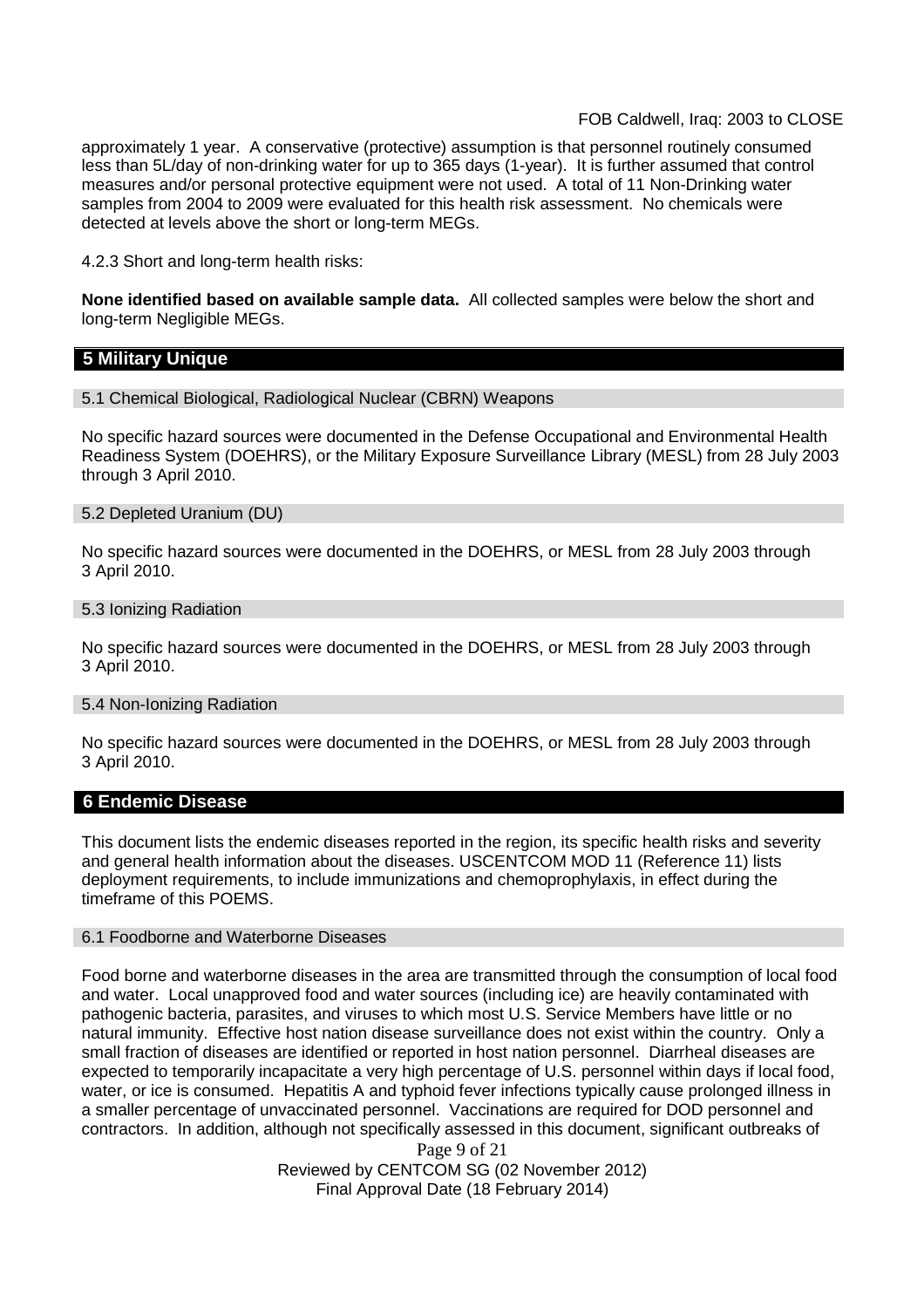approximately 1 year. A conservative (protective) assumption is that personnel routinely consumed less than 5L/day of non-drinking water for up to 365 days (1-year). It is further assumed that control measures and/or personal protective equipment were not used. A total of 11 Non-Drinking water samples from 2004 to 2009 were evaluated for this health risk assessment. No chemicals were detected at levels above the short or long-term MEGs.

4.2.3 Short and long-term health risks:

**None identified based on available sample data.** All collected samples were below the short and long-term Negligible MEGs.

## 5 Military Unique

### 5.1 Chemical Biological, Radiological Nuclear (CBRN) Weapons

No specific hazard sources were documented in the Defense Occupational and Environmental Health Readiness System (DOEHRS), or the Military Exposure Surveillance Library (MESL) from 28 July 2003 through 3 April 2010.

### 5.2 Depleted Uranium (DU)

No specific hazard sources were documented in the DOEHRS, or MESL from 28 July 2003 through 3 April 2010.

### 5.3 Ionizing Radiation

No specific hazard sources were documented in the DOEHRS, or MESL from 28 July 2003 through 3 April 2010.

### 5.4 Non-Ionizing Radiation

No specific hazard sources were documented in the DOEHRS, or MESL from 28 July 2003 through 3 April 2010.

## 6 Endemic Disease

This document lists the endemic diseases reported in the region, its specific health risks and severity and general health information about the diseases. USCENTCOM MOD 11 (Reference 11) lists deployment requirements, to include immunizations and chemoprophylaxis, in effect during the timeframe of this POEMS.

### 6.1 Foodborne and Waterborne Diseases

Food borne and waterborne diseases in the area are transmitted through the consumption of local food and water. Local unapproved food and water sources (including ice) are heavily contaminated with pathogenic bacteria, parasites, and viruses to which most U.S. Service Members have little or no natural immunity. Effective host nation disease surveillance does not exist within the country. Only a small fraction of diseases are identified or reported in host nation personnel. Diarrheal diseases are expected to temporarily incapacitate a very high percentage of U.S. personnel within days if local food, water, or ice is consumed. Hepatitis A and typhoid fever infections typically cause prolonged illness in a smaller percentage of unvaccinated personnel. Vaccinations are required for DOD personnel and contractors. In addition, although not specifically assessed in this document, significant outbreaks of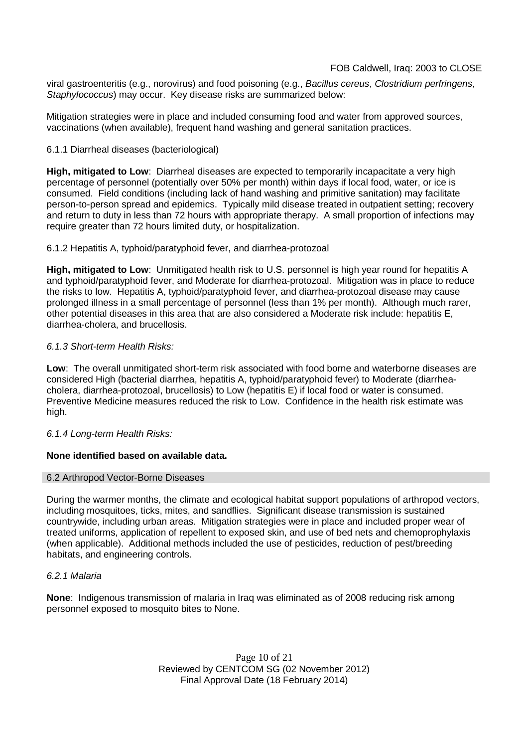viral gastroenteritis (e.g., norovirus) and food poisoning (e.g., *Bacillus cereus*, *Clostridium perfringens*, *Staphylococcus*) may occur. Key disease risks are summarized below:

Mitigation strategies were in place and included consuming food and water from approved sources, vaccinations (when available), frequent hand washing and general sanitation practices.

6.1.1 Diarrheal diseases (bacteriological)

**High, mitigated to Low**: Diarrheal diseases are expected to temporarily incapacitate a very high percentage of personnel (potentially over 50% per month) within days if local food, water, or ice is consumed. Field conditions (including lack of hand washing and primitive sanitation) may facilitate person-to-person spread and epidemics. Typically mild disease treated in outpatient setting; recovery and return to duty in less than 72 hours with appropriate therapy. A small proportion of infections may require greater than 72 hours limited duty, or hospitalization.

6.1.2 Hepatitis A, typhoid/paratyphoid fever, and diarrhea-protozoal

**High, mitigated to Low**: Unmitigated health risk to U.S. personnel is high year round for hepatitis A and typhoid/paratyphoid fever, and Moderate for diarrhea-protozoal. Mitigation was in place to reduce the risks to low. Hepatitis A, typhoid/paratyphoid fever, and diarrhea-protozoal disease may cause prolonged illness in a small percentage of personnel (less than 1% per month). Although much rarer, other potential diseases in this area that are also considered a Moderate risk include: hepatitis E, diarrhea-cholera, and brucellosis.

*6.1.3 Short-term Health Risks:*

**Low**: The overall unmitigated short-term risk associated with food borne and waterborne diseases are considered High (bacterial diarrhea, hepatitis A, typhoid/paratyphoid fever) to Moderate (diarrhea-cholera, diarrhea-protozoal, brucellosis) to Low (hepatitis E) if local food or water is consumed. Preventive Medicine measures reduced the risk to Low. Confidence in the health risk estimate was high.

*6.1.4 Long-term Health Risks:*

**None identified based on available data.**

### 6.2 Arthropod Vector-Borne Diseases

During the warmer months, the climate and ecological habitat support populations of arthropod vectors, including mosquitoes, ticks, mites, and sandflies. Significant disease transmission is sustained countrywide, including urban areas. Mitigation strategies were in place and included proper wear of treated uniforms, application of repellent to exposed skin, and use of bed nets and chemoprophylaxis (when applicable). Additional methods included the use of pesticides, reduction of pest/breeding habitats, and engineering controls.

*6.2.1 Malaria*

**None**: Indigenous transmission of malaria in Iraq was eliminated as of 2008 reducing risk among personnel exposed to mosquito bites to None.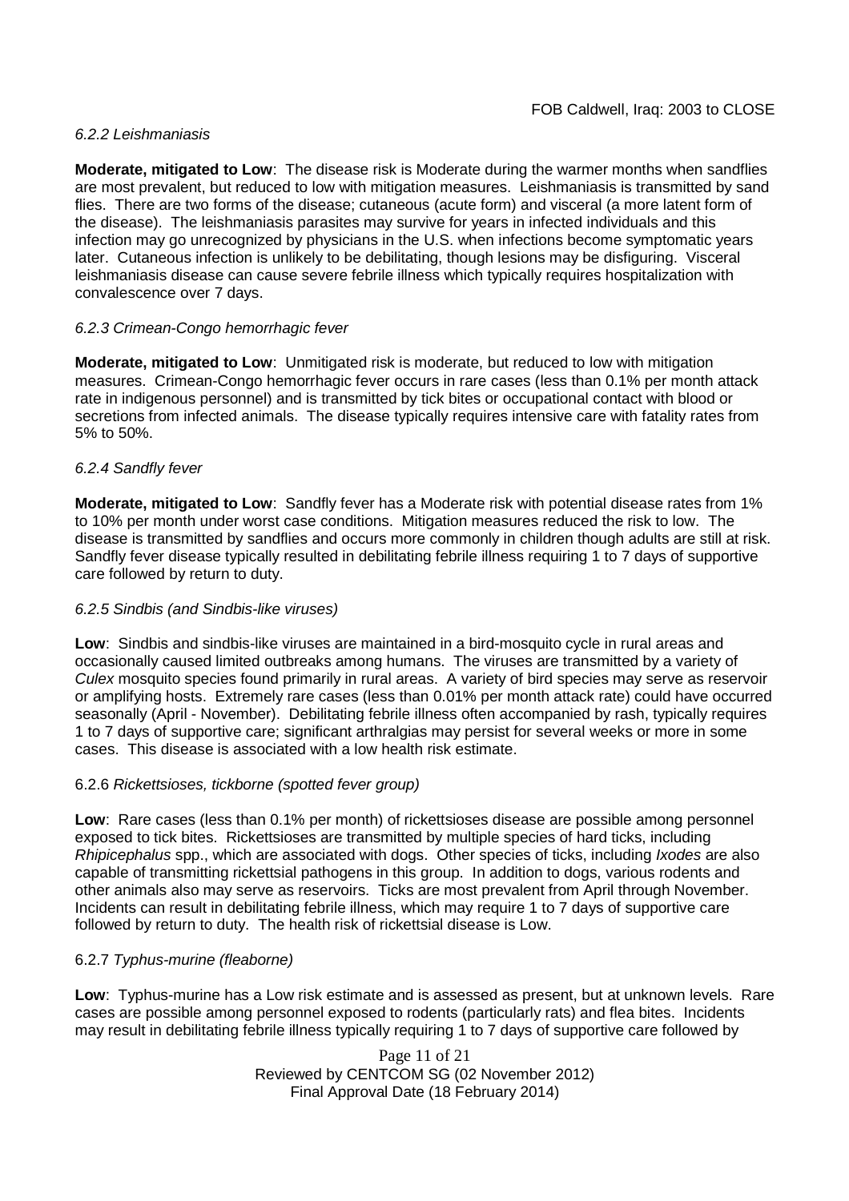#### *6.2.2 Leishmaniasis*

**Moderate, mitigated to Low**: The disease risk is Moderate during the warmer months when sandflies are most prevalent, but reduced to low with mitigation measures. Leishmaniasis is transmitted by sand flies. There are two forms of the disease; cutaneous (acute form) and visceral (a more latent form of the disease). The leishmaniasis parasites may survive for years in infected individuals and this infection may go unrecognized by physicians in the U.S. when infections become symptomatic years later. Cutaneous infection is unlikely to be debilitating, though lesions may be disfiguring. Visceral leishmaniasis disease can cause severe febrile illness which typically requires hospitalization with convalescence over 7 days.

#### *6.2.3 Crimean-Congo hemorrhagic fever*

**Moderate, mitigated to Low**: Unmitigated risk is moderate, but reduced to low with mitigation measures. Crimean-Congo hemorrhagic fever occurs in rare cases (less than 0.1% per month attack rate in indigenous personnel) and is transmitted by tick bites or occupational contact with blood or secretions from infected animals. The disease typically requires intensive care with fatality rates from 5% to 50%.

#### *6.2.4 Sandfly fever*

**Moderate, mitigated to Low**: Sandfly fever has a Moderate risk with potential disease rates from 1% to 10% per month under worst case conditions. Mitigation measures reduced the risk to low. The disease is transmitted by sandflies and occurs more commonly in children though adults are still at risk. Sandfly fever disease typically resulted in debilitating febrile illness requiring 1 to 7 days of supportive care followed by return to duty.

#### *6.2.5 Sindbis (and Sindbis-like viruses)*

**Low**: Sindbis and sindbis-like viruses are maintained in a bird-mosquito cycle in rural areas and occasionally caused limited outbreaks among humans. The viruses are transmitted by a variety of *Culex* mosquito species found primarily in rural areas. A variety of bird species may serve as reservoir or amplifying hosts. Extremely rare cases (less than 0.01% per month attack rate) could have occurred seasonally (April - November). Debilitating febrile illness often accompanied by rash, typically requires 1 to 7 days of supportive care; significant arthralgias may persist for several weeks or more in some cases. This disease is associated with a low health risk estimate.

#### 6.2.6 *Rickettsioses, tickborne (spotted fever group)*

**Low**: Rare cases (less than 0.1% per month) of rickettsioses disease are possible among personnel exposed to tick bites. Rickettsioses are transmitted by multiple species of hard ticks, including *Rhipicephalus* spp., which are associated with dogs. Other species of ticks, including *Ixodes* are also capable of transmitting rickettsial pathogens in this group. In addition to dogs, various rodents and other animals also may serve as reservoirs. Ticks are most prevalent from April through November. Incidents can result in debilitating febrile illness, which may require 1 to 7 days of supportive care followed by return to duty. The health risk of rickettsial disease is Low.

#### 6.2.7 *Typhus-murine (fleaborne)*

**Low**: Typhus-murine has a Low risk estimate and is assessed as present, but at unknown levels. Rare cases are possible among personnel exposed to rodents (particularly rats) and flea bites. Incidents may result in debilitating febrile illness typically requiring 1 to 7 days of supportive care followed by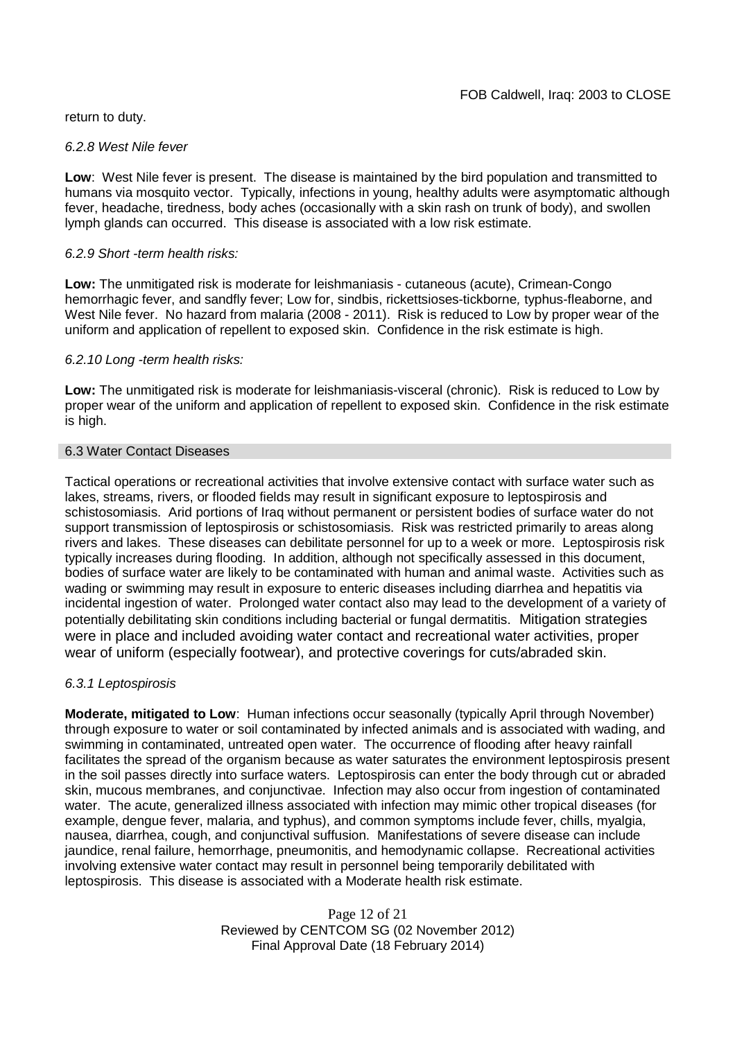return to duty.

*6.2.8 West Nile fever*

**Low**: West Nile fever is present. The disease is maintained by the bird population and transmitted to humans via mosquito vector. Typically, infections in young, healthy adults were asymptomatic although fever, headache, tiredness, body aches (occasionally with a skin rash on trunk of body), and swollen lymph glands can occurred. This disease is associated with a low risk estimate.

*6.2.9 Short -term health risks:*

**Low:** The unmitigated risk is moderate for leishmaniasis - cutaneous (acute), Crimean-Congo hemorrhagic fever, and sandfly fever; Low for, sindbis, rickettsioses-tickborne*,* typhus-fleaborne, and West Nile fever. No hazard from malaria (2008 - 2011). Risk is reduced to Low by proper wear of the uniform and application of repellent to exposed skin. Confidence in the risk estimate is high.

*6.2.10 Long -term health risks:*

**Low:** The unmitigated risk is moderate for leishmaniasis-visceral (chronic). Risk is reduced to Low by proper wear of the uniform and application of repellent to exposed skin. Confidence in the risk estimate is high.

## 6.3 Water Contact Diseases

Tactical operations or recreational activities that involve extensive contact with surface water such as lakes, streams, rivers, or flooded fields may result in significant exposure to leptospirosis and schistosomiasis. Arid portions of Iraq without permanent or persistent bodies of surface water do not support transmission of leptospirosis or schistosomiasis. Risk was restricted primarily to areas along rivers and lakes. These diseases can debilitate personnel for up to a week or more. Leptospirosis risk typically increases during flooding. In addition, although not specifically assessed in this document, bodies of surface water are likely to be contaminated with human and animal waste. Activities such as wading or swimming may result in exposure to enteric diseases including diarrhea and hepatitis via incidental ingestion of water. Prolonged water contact also may lead to the development of a variety of potentially debilitating skin conditions including bacterial or fungal dermatitis. Mitigation strategies were in place and included avoiding water contact and recreational water activities, proper wear of uniform (especially footwear), and protective coverings for cuts/abraded skin.

*6.3.1 Leptospirosis*

**Moderate, mitigated to Low**: Human infections occur seasonally (typically April through November) through exposure to water or soil contaminated by infected animals and is associated with wading, and swimming in contaminated, untreated open water. The occurrence of flooding after heavy rainfall facilitates the spread of the organism because as water saturates the environment leptospirosis present in the soil passes directly into surface waters. Leptospirosis can enter the body through cut or abraded skin, mucous membranes, and conjunctivae. Infection may also occur from ingestion of contaminated water. The acute, generalized illness associated with infection may mimic other tropical diseases (for example, dengue fever, malaria, and typhus), and common symptoms include fever, chills, myalgia, nausea, diarrhea, cough, and conjunctival suffusion. Manifestations of severe disease can include jaundice, renal failure, hemorrhage, pneumonitis, and hemodynamic collapse. Recreational activities involving extensive water contact may result in personnel being temporarily debilitated with leptospirosis. This disease is associated with a Moderate health risk estimate.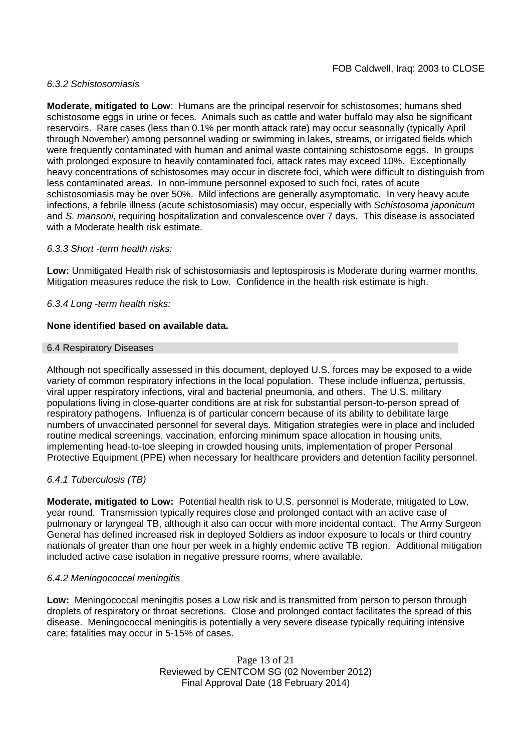#### *6.3.2 Schistosomiasis*

**Moderate, mitigated to Low**: Humans are the principal reservoir for schistosomes; humans shed schistosome eggs in urine or feces. Animals such as cattle and water buffalo may also be significant reservoirs. Rare cases (less than 0.1% per month attack rate) may occur seasonally (typically April through November) among personnel wading or swimming in lakes, streams, or irrigated fields which were frequently contaminated with human and animal waste containing schistosome eggs. In groups with prolonged exposure to heavily contaminated foci, attack rates may exceed 10%. Exceptionally heavy concentrations of schistosomes may occur in discrete foci, which were difficult to distinguish from less contaminated areas. In non-immune personnel exposed to such foci, rates of acute schistosomiasis may be over 50%. Mild infections are generally asymptomatic. In very heavy acute infections, a febrile illness (acute schistosomiasis) may occur, especially with *Schistosoma japonicum* and *S. mansoni*, requiring hospitalization and convalescence over 7 days. This disease is associated with a Moderate health risk estimate.

#### *6.3.3 Short -term health risks:*

**Low:** Unmitigated Health risk of schistosomiasis and leptospirosis is Moderate during warmer months. Mitigation measures reduce the risk to Low. Confidence in the health risk estimate is high.

#### *6.3.4 Long -term health risks:*

**None identified based on available data.**

### 6.4 Respiratory Diseases

Although not specifically assessed in this document, deployed U.S. forces may be exposed to a wide variety of common respiratory infections in the local population. These include influenza, pertussis, viral upper respiratory infections, viral and bacterial pneumonia, and others. The U.S. military populations living in close-quarter conditions are at risk for substantial person-to-person spread of respiratory pathogens. Influenza is of particular concern because of its ability to debilitate large numbers of unvaccinated personnel for several days. Mitigation strategies were in place and included routine medical screenings, vaccination, enforcing minimum space allocation in housing units, implementing head-to-toe sleeping in crowded housing units, implementation of proper Personal Protective Equipment (PPE) when necessary for healthcare providers and detention facility personnel.

#### *6.4.1 Tuberculosis (TB)*

**Moderate, mitigated to Low:** Potential health risk to U.S. personnel is Moderate, mitigated to Low, year round. Transmission typically requires close and prolonged contact with an active case of pulmonary or laryngeal TB, although it also can occur with more incidental contact. The Army Surgeon General has defined increased risk in deployed Soldiers as indoor exposure to locals or third country nationals of greater than one hour per week in a highly endemic active TB region. Additional mitigation included active case isolation in negative pressure rooms, where available.

#### *6.4.2 Meningococcal meningitis*

**Low:** Meningococcal meningitis poses a Low risk and is transmitted from person to person through droplets of respiratory or throat secretions. Close and prolonged contact facilitates the spread of this disease. Meningococcal meningitis is potentially a very severe disease typically requiring intensive care; fatalities may occur in 5-15% of cases.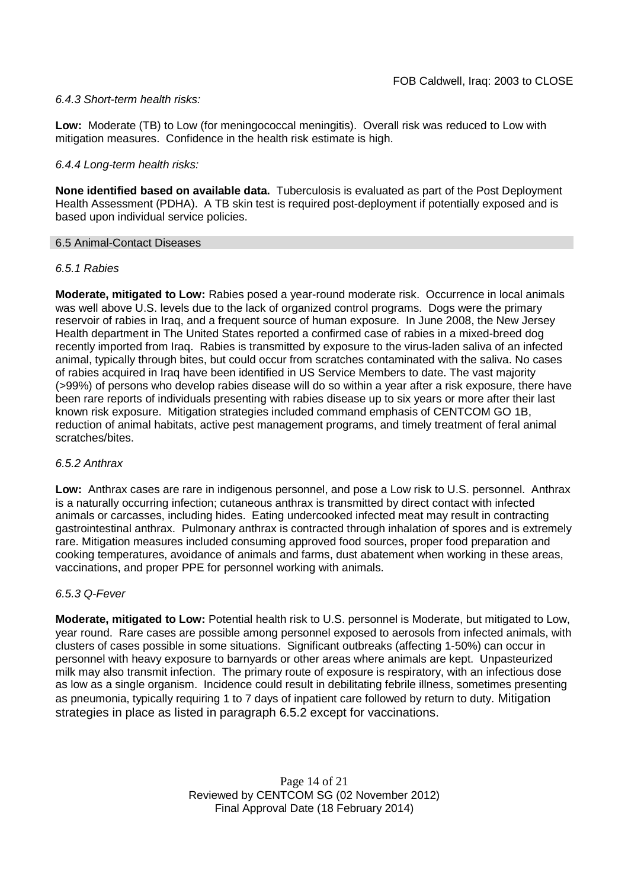*6.4.3 Short-term health risks:*

**Low:** Moderate (TB) to Low (for meningococcal meningitis). Overall risk was reduced to Low with mitigation measures. Confidence in the health risk estimate is high.

*6.4.4 Long-term health risks:*

**None identified based on available data.** Tuberculosis is evaluated as part of the Post Deployment Health Assessment (PDHA). A TB skin test is required post-deployment if potentially exposed and is based upon individual service policies.

## 6.5 Animal-Contact Diseases

*6.5.1 Rabies*

**Moderate, mitigated to Low:** Rabies posed a year-round moderate risk. Occurrence in local animals was well above U.S. levels due to the lack of organized control programs. Dogs were the primary reservoir of rabies in Iraq, and a frequent source of human exposure. In June 2008, the New Jersey Health department in The United States reported a confirmed case of rabies in a mixed-breed dog recently imported from Iraq. Rabies is transmitted by exposure to the virus-laden saliva of an infected animal, typically through bites, but could occur from scratches contaminated with the saliva. No cases of rabies acquired in Iraq have been identified in US Service Members to date. The vast majority (>99%) of persons who develop rabies disease will do so within a year after a risk exposure, there have been rare reports of individuals presenting with rabies disease up to six years or more after their last known risk exposure. Mitigation strategies included command emphasis of CENTCOM GO 1B, reduction of animal habitats, active pest management programs, and timely treatment of feral animal scratches/bites.

*6.5.2 Anthrax*

**Low:** Anthrax cases are rare in indigenous personnel, and pose a Low risk to U.S. personnel. Anthrax is a naturally occurring infection; cutaneous anthrax is transmitted by direct contact with infected animals or carcasses, including hides. Eating undercooked infected meat may result in contracting gastrointestinal anthrax. Pulmonary anthrax is contracted through inhalation of spores and is extremely rare. Mitigation measures included consuming approved food sources, proper food preparation and cooking temperatures, avoidance of animals and farms, dust abatement when working in these areas, vaccinations, and proper PPE for personnel working with animals.

*6.5.3 Q-Fever*

**Moderate, mitigated to Low:** Potential health risk to U.S. personnel is Moderate, but mitigated to Low, year round. Rare cases are possible among personnel exposed to aerosols from infected animals, with clusters of cases possible in some situations. Significant outbreaks (affecting 1-50%) can occur in personnel with heavy exposure to barnyards or other areas where animals are kept. Unpasteurized milk may also transmit infection. The primary route of exposure is respiratory, with an infectious dose as low as a single organism. Incidence could result in debilitating febrile illness, sometimes presenting as pneumonia, typically requiring 1 to 7 days of inpatient care followed by return to duty. Mitigation strategies in place as listed in paragraph 6.5.2 except for vaccinations.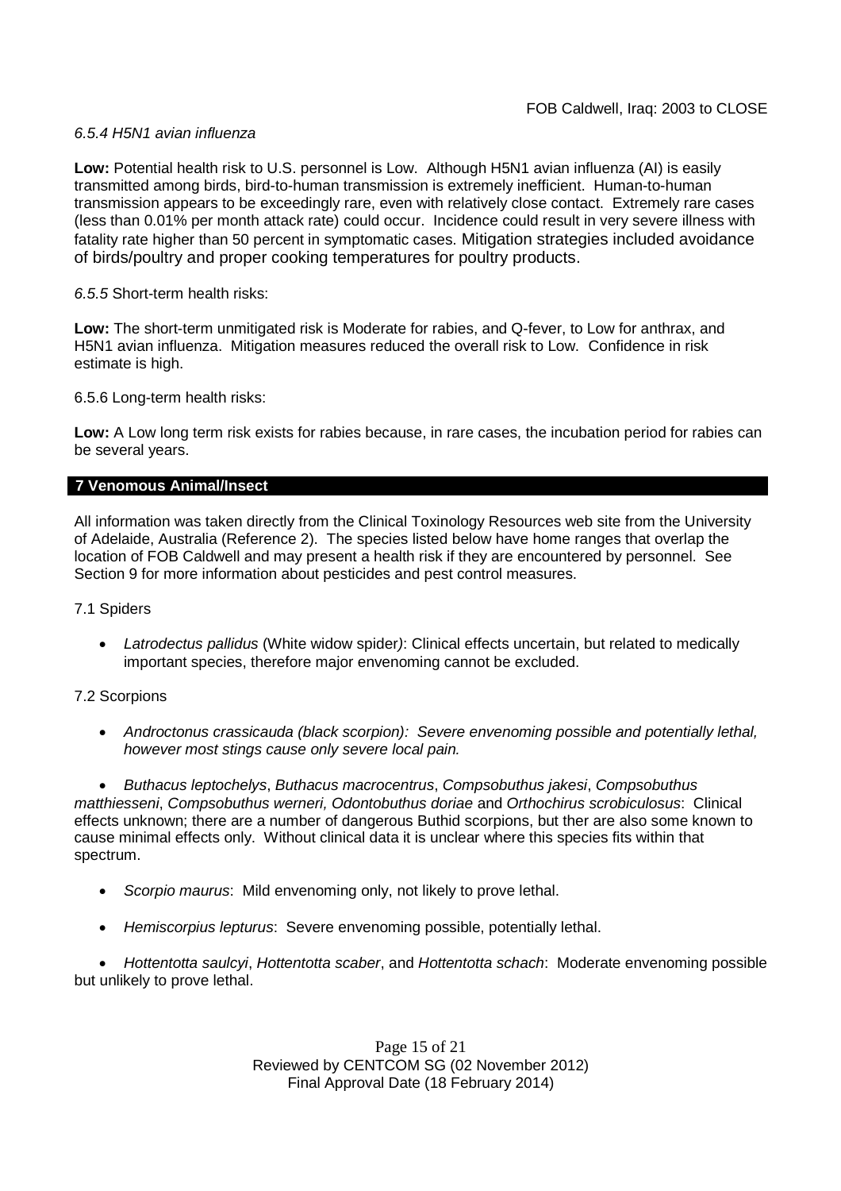*6.5.4 H5N1 avian influenza*

**Low:** Potential health risk to U.S. personnel is Low. Although H5N1 avian influenza (AI) is easily transmitted among birds, bird-to-human transmission is extremely inefficient. Human-to-human transmission appears to be exceedingly rare, even with relatively close contact. Extremely rare cases (less than 0.01% per month attack rate) could occur. Incidence could result in very severe illness with fatality rate higher than 50 percent in symptomatic cases. Mitigation strategies included avoidance of birds/poultry and proper cooking temperatures for poultry products.

*6.5.5* Short-term health risks:

**Low:** The short-term unmitigated risk is Moderate for rabies, and Q-fever, to Low for anthrax, and H5N1 avian influenza. Mitigation measures reduced the overall risk to Low. Confidence in risk estimate is high.

6.5.6 Long-term health risks:

**Low:** A Low long term risk exists for rabies because, in rare cases, the incubation period for rabies can be several years.

## 7 Venomous Animal/Insect

All information was taken directly from the Clinical Toxinology Resources web site from the University of Adelaide, Australia (Reference 2). The species listed below have home ranges that overlap the location of FOB Caldwell and may present a health risk if they are encountered by personnel. See Section 9 for more information about pesticides and pest control measures.

7.1 Spiders

- *Latrodectus pallidus* (White widow spider): Clinical effects uncertain, but related to medically important species, therefore major envenoming cannot be excluded.

7.2 Scorpions

- *Androctonus crassicauda (black scorpion): Severe envenoming possible and potentially lethal, however most stings cause only severe local pain.*
- *Buthacus leptochelys*, *Buthacus macrocentrus*, *Compsobuthus jakesi*, *Compsobuthus matthiesseni*, *Compsobuthus werneri, Odontobuthus doriae* and *Orthochirus scrobiculosus*: Clinical effects unknown; there are a number of dangerous Buthid scorpions, but ther are also some known to cause minimal effects only. Without clinical data it is unclear where this species fits within that spectrum.
- *Scorpio maurus*: Mild envenoming only, not likely to prove lethal.
- *Hemiscorpius lepturus*: Severe envenoming possible, potentially lethal.
- *Hottentotta saulcyi*, *Hottentotta scaber*, and *Hottentotta schach*: Moderate envenoming possible but unlikely to prove lethal.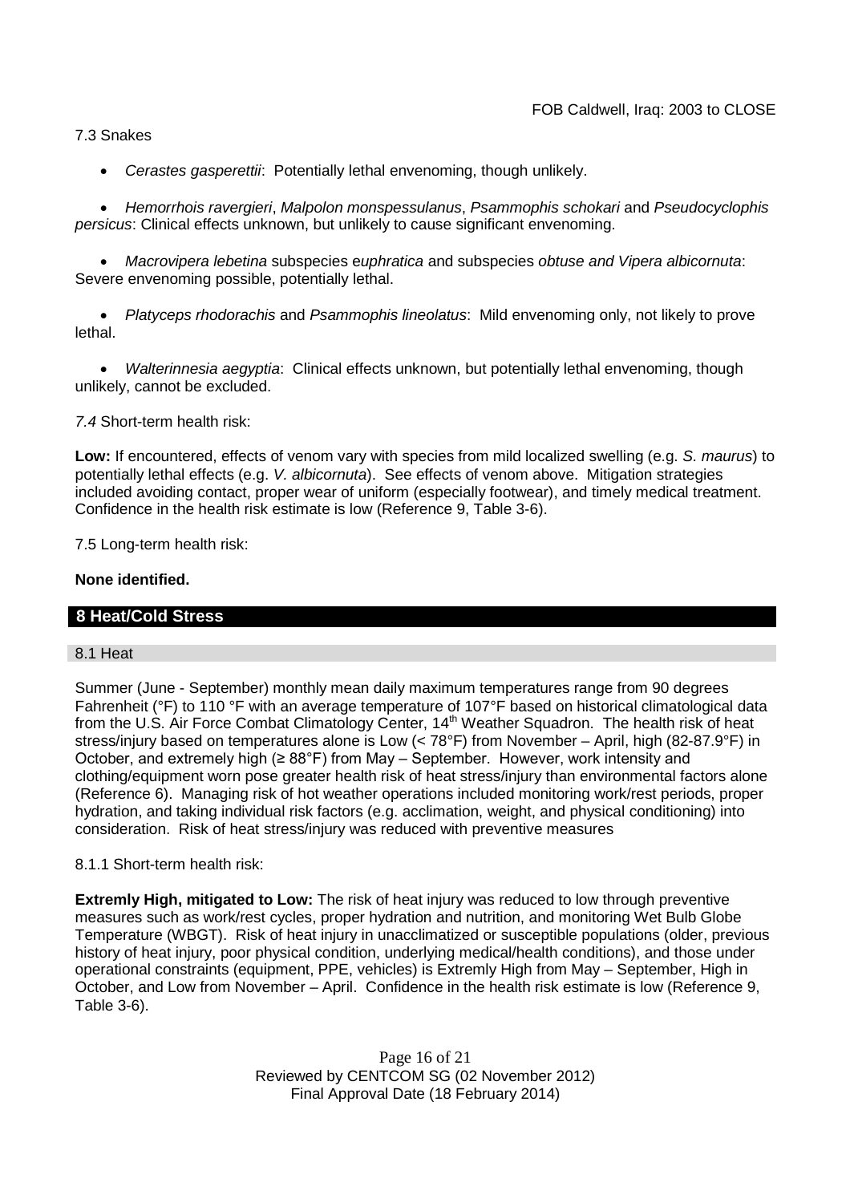7.3 Snakes

- *Cerastes gasperettii*: Potentially lethal envenoming, though unlikely.

- *Hemorrhois ravergieri*, *Malpolon monspessulanus*, *Psammophis schokari* and *Pseudocyclophis persicus*: Clinical effects unknown, but unlikely to cause significant envenoming.

- *Macrovipera lebetina* subspecies e*uphratica* and subspecies *obtuse and Vipera albicornuta*: Severe envenoming possible, potentially lethal.

- *Platyceps rhodorachis* and *Psammophis lineolatus*: Mild envenoming only, not likely to prove lethal.

- *Walterinnesia aegyptia*: Clinical effects unknown, but potentially lethal envenoming, though unlikely, cannot be excluded.

*7.4* Short-term health risk:

**Low:** If encountered, effects of venom vary with species from mild localized swelling (e.g. *S. maurus*) to potentially lethal effects (e.g. *V. albicornuta*). See effects of venom above. Mitigation strategies included avoiding contact, proper wear of uniform (especially footwear), and timely medical treatment. Confidence in the health risk estimate is low (Reference 9, Table 3-6).

7.5 Long-term health risk:

**None identified.**

## 8 Heat/Cold Stress

### 8.1 Heat

Summer (June - September) monthly mean daily maximum temperatures range from 90 degrees Fahrenheit (°F) to 110 °F with an average temperature of 107°F based on historical climatological data from the U.S. Air Force Combat Climatology Center, 14th Weather Squadron. The health risk of heat stress/injury based on temperatures alone is Low (< 78°F) from November – April, high (82-87.9°F) in October, and extremely high (≥ 88°F) from May – September. However, work intensity and clothing/equipment worn pose greater health risk of heat stress/injury than environmental factors alone (Reference 6). Managing risk of hot weather operations included monitoring work/rest periods, proper hydration, and taking individual risk factors (e.g. acclimation, weight, and physical conditioning) into consideration. Risk of heat stress/injury was reduced with preventive measures

8.1.1 Short-term health risk:

**Extremly High, mitigated to Low:** The risk of heat injury was reduced to low through preventive measures such as work/rest cycles, proper hydration and nutrition, and monitoring Wet Bulb Globe Temperature (WBGT). Risk of heat injury in unacclimatized or susceptible populations (older, previous history of heat injury, poor physical condition, underlying medical/health conditions), and those under operational constraints (equipment, PPE, vehicles) is Extremly High from May – September, High in October, and Low from November – April. Confidence in the health risk estimate is low (Reference 9, Table 3-6).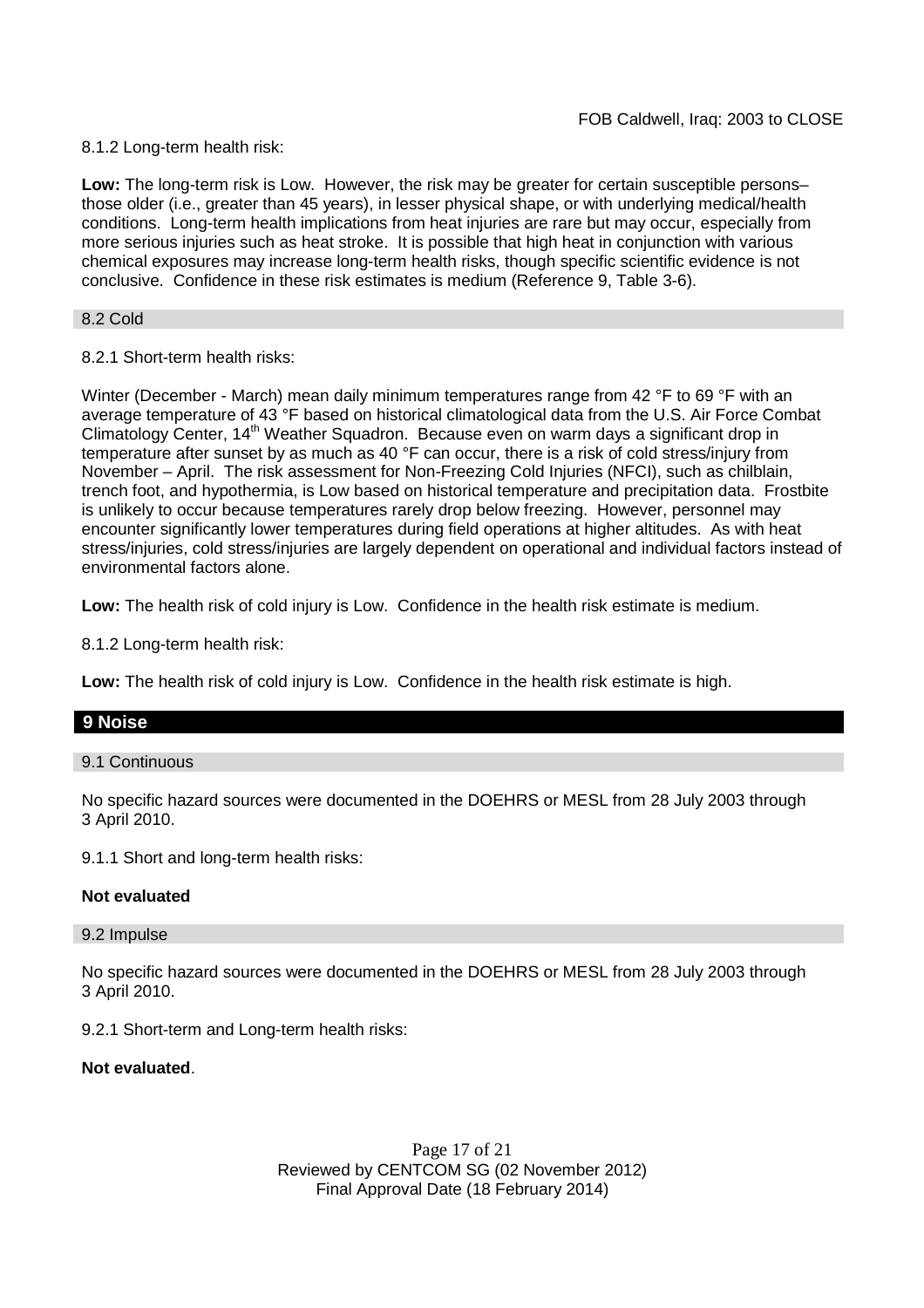8.1.2 Long-term health risk:

**Low:** The long-term risk is Low. However, the risk may be greater for certain susceptible persons– those older (i.e., greater than 45 years), in lesser physical shape, or with underlying medical/health conditions. Long-term health implications from heat injuries are rare but may occur, especially from more serious injuries such as heat stroke. It is possible that high heat in conjunction with various chemical exposures may increase long-term health risks, though specific scientific evidence is not conclusive. Confidence in these risk estimates is medium (Reference 9, Table 3-6).

### 8.2 Cold

8.2.1 Short-term health risks:

Winter (December - March) mean daily minimum temperatures range from 42 °F to 69 °F with an average temperature of 43 °F based on historical climatological data from the U.S. Air Force Combat Climatology Center, 14th Weather Squadron. Because even on warm days a significant drop in temperature after sunset by as much as 40 °F can occur, there is a risk of cold stress/injury from November – April. The risk assessment for Non-Freezing Cold Injuries (NFCI), such as chilblain, trench foot, and hypothermia, is Low based on historical temperature and precipitation data. Frostbite is unlikely to occur because temperatures rarely drop below freezing. However, personnel may encounter significantly lower temperatures during field operations at higher altitudes. As with heat stress/injuries, cold stress/injuries are largely dependent on operational and individual factors instead of environmental factors alone.

**Low:** The health risk of cold injury is Low. Confidence in the health risk estimate is medium.

8.1.2 Long-term health risk:

**Low:** The health risk of cold injury is Low. Confidence in the health risk estimate is high.

## 9 Noise

### 9.1 Continuous

No specific hazard sources were documented in the DOEHRS or MESL from 28 July 2003 through 3 April 2010.

9.1.1 Short and long-term health risks:

**Not evaluated**

### 9.2 Impulse

No specific hazard sources were documented in the DOEHRS or MESL from 28 July 2003 through 3 April 2010.

9.2.1 Short-term and Long-term health risks:

**Not evaluated**.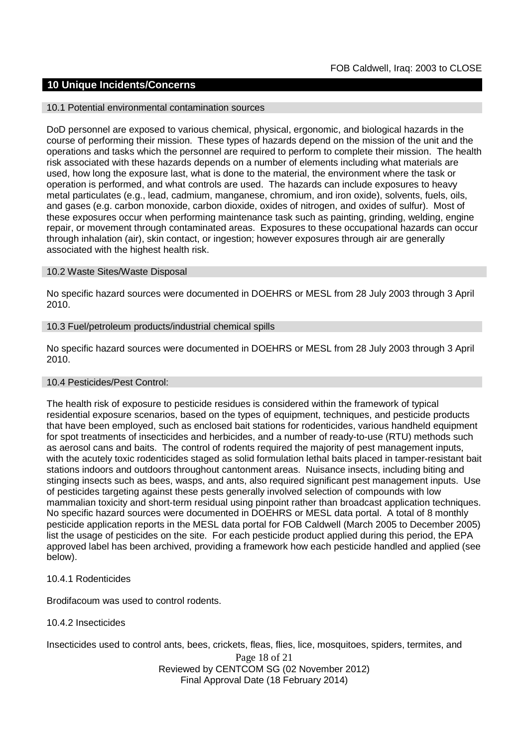## 10 Unique Incidents/Concerns

### 10.1 Potential environmental contamination sources

DoD personnel are exposed to various chemical, physical, ergonomic, and biological hazards in the course of performing their mission. These types of hazards depend on the mission of the unit and the operations and tasks which the personnel are required to perform to complete their mission. The health risk associated with these hazards depends on a number of elements including what materials are used, how long the exposure last, what is done to the material, the environment where the task or operation is performed, and what controls are used. The hazards can include exposures to heavy metal particulates (e.g., lead, cadmium, manganese, chromium, and iron oxide), solvents, fuels, oils, and gases (e.g. carbon monoxide, carbon dioxide, oxides of nitrogen, and oxides of sulfur). Most of these exposures occur when performing maintenance task such as painting, grinding, welding, engine repair, or movement through contaminated areas. Exposures to these occupational hazards can occur through inhalation (air), skin contact, or ingestion; however exposures through air are generally associated with the highest health risk.

### 10.2 Waste Sites/Waste Disposal

No specific hazard sources were documented in DOEHRS or MESL from 28 July 2003 through 3 April 2010.

### 10.3 Fuel/petroleum products/industrial chemical spills

No specific hazard sources were documented in DOEHRS or MESL from 28 July 2003 through 3 April 2010.

### 10.4 Pesticides/Pest Control:

The health risk of exposure to pesticide residues is considered within the framework of typical residential exposure scenarios, based on the types of equipment, techniques, and pesticide products that have been employed, such as enclosed bait stations for rodenticides, various handheld equipment for spot treatments of insecticides and herbicides, and a number of ready-to-use (RTU) methods such as aerosol cans and baits. The control of rodents required the majority of pest management inputs, with the acutely toxic rodenticides staged as solid formulation lethal baits placed in tamper-resistant bait stations indoors and outdoors throughout cantonment areas. Nuisance insects, including biting and stinging insects such as bees, wasps, and ants, also required significant pest management inputs. Use of pesticides targeting against these pests generally involved selection of compounds with low mammalian toxicity and short-term residual using pinpoint rather than broadcast application techniques. No specific hazard sources were documented in DOEHRS or MESL data portal. A total of 8 monthly pesticide application reports in the MESL data portal for FOB Caldwell (March 2005 to December 2005) list the usage of pesticides on the site. For each pesticide product applied during this period, the EPA approved label has been archived, providing a framework how each pesticide handled and applied (see below).

#### 10.4.1 Rodenticides

Brodifacoum was used to control rodents.

#### 10.4.2 Insecticides

Insecticides used to control ants, bees, crickets, fleas, flies, lice, mosquitoes, spiders, termites, and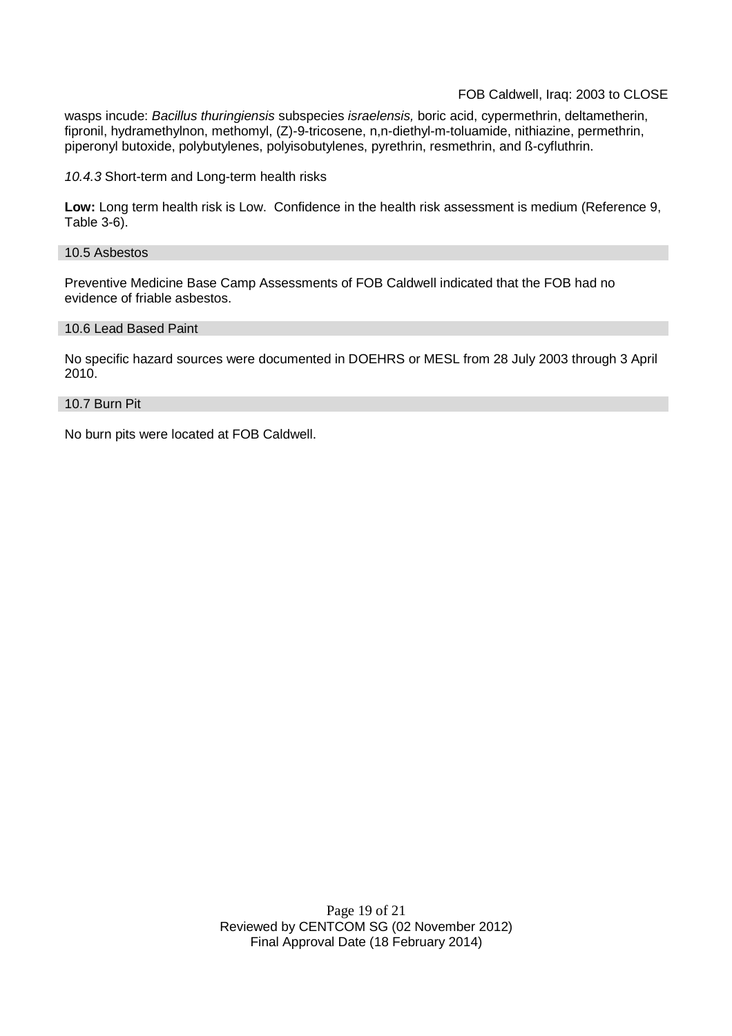wasps incude: *Bacillus thuringiensis* subspecies *israelensis,* boric acid, cypermethrin, deltametherin, fipronil, hydramethylnon, methomyl, (Z)-9-tricosene, n,n-diethyl-m-toluamide, nithiazine, permethrin, piperonyl butoxide, polybutylenes, polyisobutylenes, pyrethrin, resmethrin, and ß-cyfluthrin.

*10.4.3* Short-term and Long-term health risks

**Low:** Long term health risk is Low. Confidence in the health risk assessment is medium (Reference 9, Table 3-6).

### 10.5 Asbestos

Preventive Medicine Base Camp Assessments of FOB Caldwell indicated that the FOB had no evidence of friable asbestos.

### 10.6 Lead Based Paint

No specific hazard sources were documented in DOEHRS or MESL from 28 July 2003 through 3 April 2010.

### 10.7 Burn Pit

No burn pits were located at FOB Caldwell.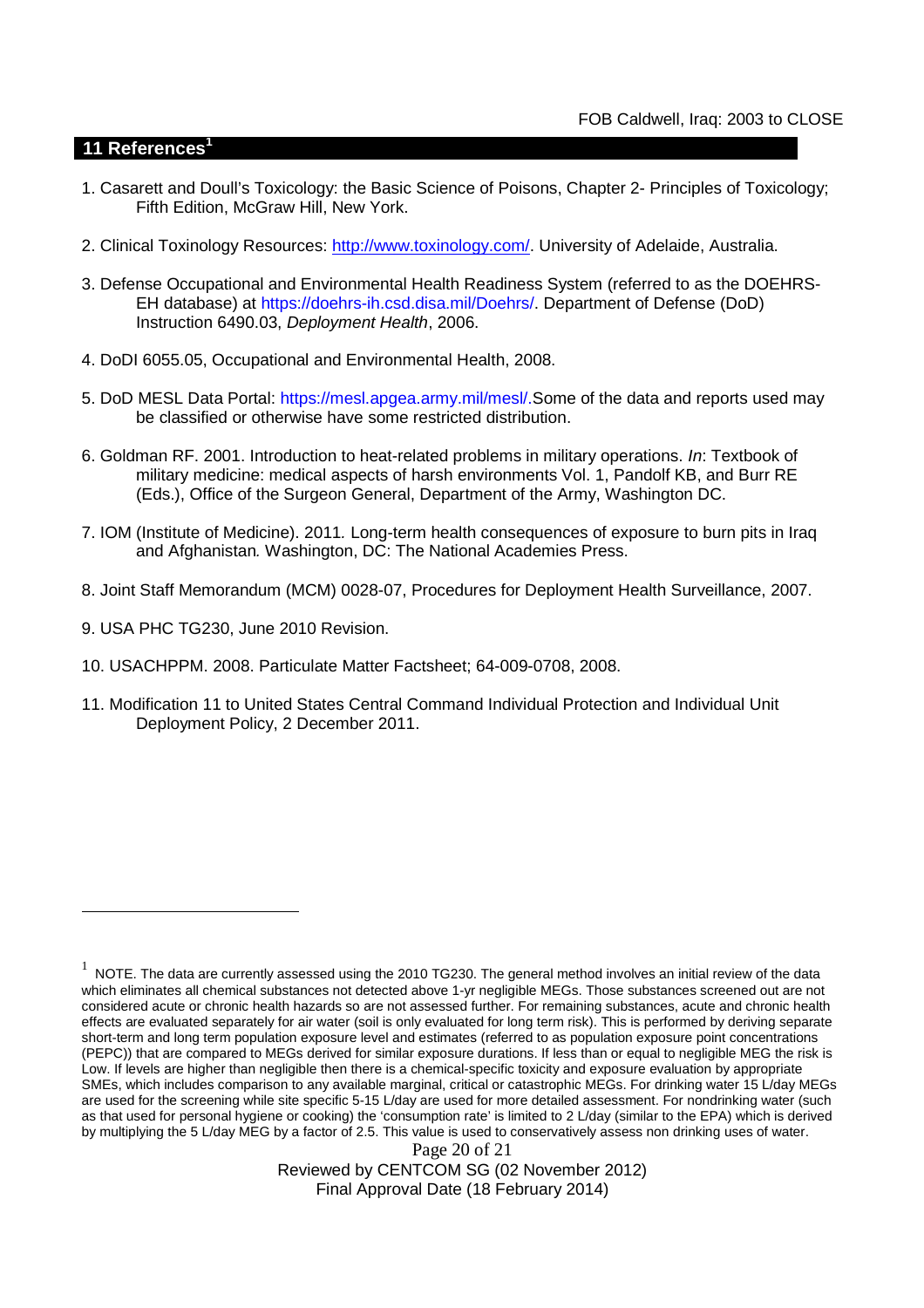## 11 References[1]

1. Casarett and Doull's Toxicology: the Basic Science of Poisons, Chapter 2- Principles of Toxicology; Fifth Edition, McGraw Hill, New York.

2. Clinical Toxinology Resources: http://www.toxinology.com/. University of Adelaide, Australia.

3. Defense Occupational and Environmental Health Readiness System (referred to as the DOEHRS-EH database) at https://doehrs-ih.csd.disa.mil/Doehrs/. Department of Defense (DoD) Instruction 6490.03, *Deployment Health*, 2006.

4. DoDI 6055.05, Occupational and Environmental Health, 2008.

5. DoD MESL Data Portal: https://mesl.apgea.army.mil/mesl/.Some of the data and reports used may be classified or otherwise have some restricted distribution.

6. Goldman RF. 2001. Introduction to heat-related problems in military operations. *In*: Textbook of military medicine: medical aspects of harsh environments Vol. 1, Pandolf KB, and Burr RE (Eds.), Office of the Surgeon General, Department of the Army, Washington DC.

7. IOM (Institute of Medicine). 2011*.* Long-term health consequences of exposure to burn pits in Iraq and Afghanistan*.* Washington, DC: The National Academies Press.

8. Joint Staff Memorandum (MCM) 0028-07, Procedures for Deployment Health Surveillance, 2007.

9. USA PHC TG230, June 2010 Revision.

10. USACHPPM. 2008. Particulate Matter Factsheet; 64-009-0708, 2008.

11. Modification 11 to United States Central Command Individual Protection and Individual Unit Deployment Policy, 2 December 2011.

---

[1] NOTE. The data are currently assessed using the 2010 TG230. The general method involves an initial review of the data which eliminates all chemical substances not detected above 1-yr negligible MEGs. Those substances screened out are not considered acute or chronic health hazards so are not assessed further. For remaining substances, acute and chronic health effects are evaluated separately for air water (soil is only evaluated for long term risk). This is performed by deriving separate short-term and long term population exposure level and estimates (referred to as population exposure point concentrations (PEPC)) that are compared to MEGs derived for similar exposure durations. If less than or equal to negligible MEG the risk is Low. If levels are higher than negligible then there is a chemical-specific toxicity and exposure evaluation by appropriate SMEs, which includes comparison to any available marginal, critical or catastrophic MEGs. For drinking water 15 L/day MEGs are used for the screening while site specific 5-15 L/day are used for more detailed assessment. For nondrinking water (such as that used for personal hygiene or cooking) the 'consumption rate' is limited to 2 L/day (similar to the EPA) which is derived by multiplying the 5 L/day MEG by a factor of 2.5. This value is used to conservatively assess non drinking uses of water.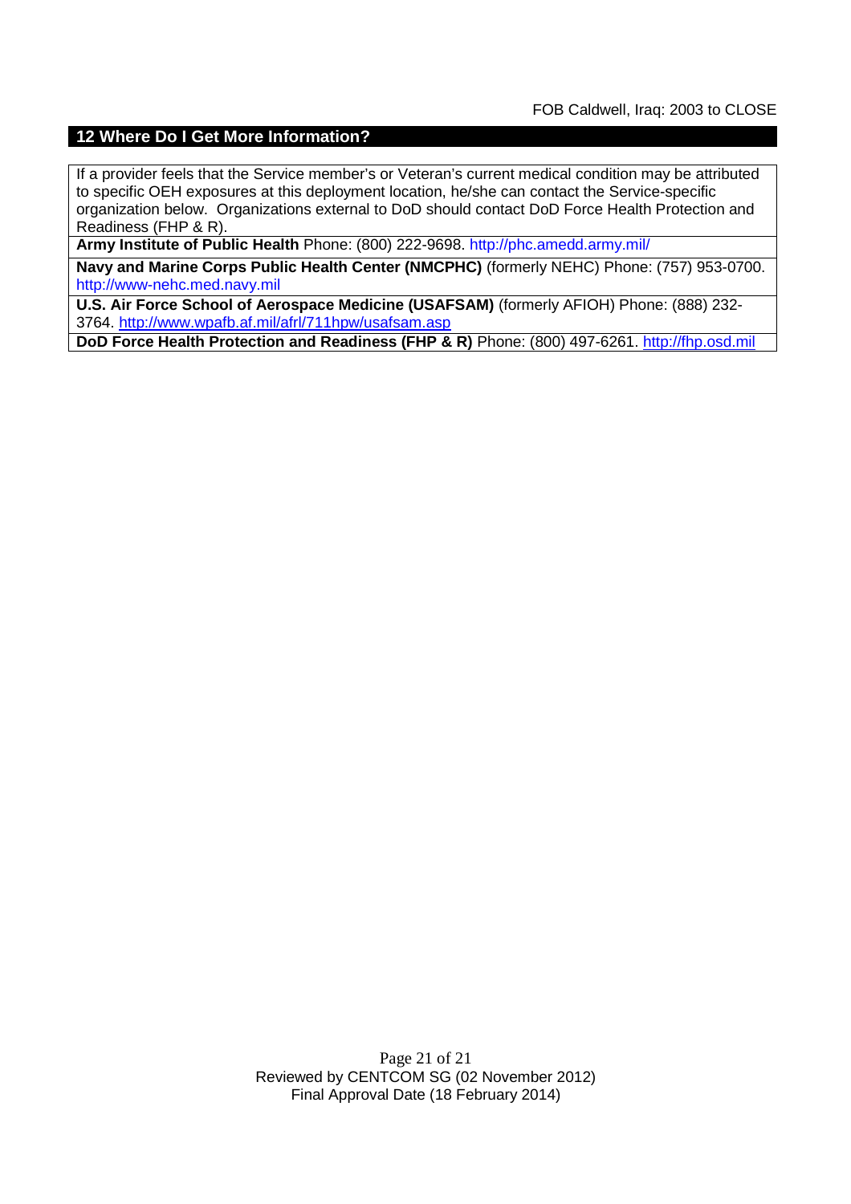## 12 Where Do I Get More Information?

| |
|---|
| If a provider feels that the Service member's or Veteran's current medical condition may be attributed to specific OEH exposures at this deployment location, he/she can contact the Service-specific organization below. Organizations external to DoD should contact DoD Force Health Protection and Readiness (FHP & R). |
| **Army Institute of Public Health** Phone: (800) 222-9698. http://phc.amedd.army.mil/ |
| **Navy and Marine Corps Public Health Center (NMCPHC)** (formerly NEHC) Phone: (757) 953-0700. http://www-nehc.med.navy.mil |
| **U.S. Air Force School of Aerospace Medicine (USAFSAM)** (formerly AFIOH) Phone: (888) 232-3764. http://www.wpafb.af.mil/afrl/711hpw/usafsam.asp |
| **DoD Force Health Protection and Readiness (FHP & R)** Phone: (800) 497-6261. http://fhp.osd.mil |

Reviewed by CENTCOM SG (02 November 2012)
Final Approval Date (18 February 2014)